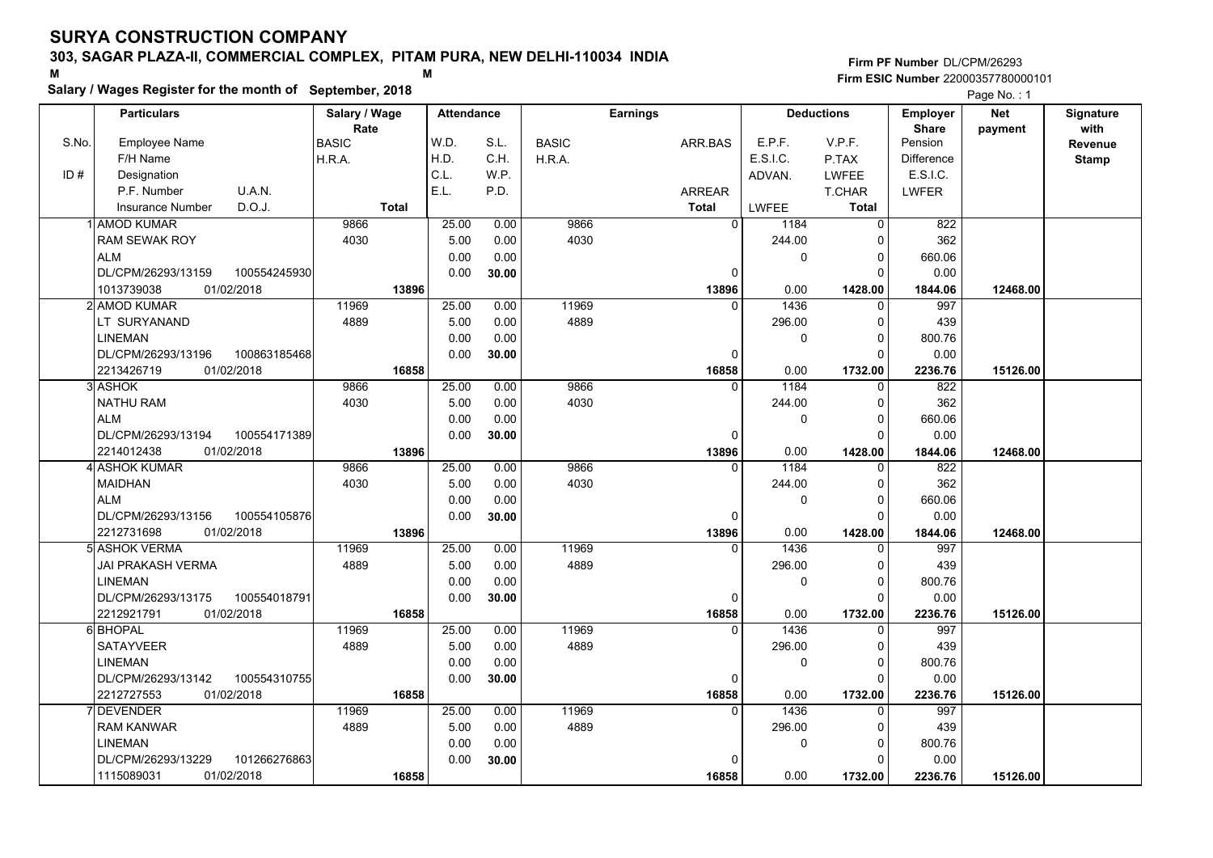# SURYA CONSTRUCTION COMPANY

## 303, SAGAR PLAZA-II, COMMERCIAL COMPLEX, PITAM PURA, NEW DELHI-110034 INDIA

M M

**Salary / Wages Register for the month of September, 2018**

Firm PF Number DL/CPM/26293
Firm ESIC Number 22000357780000101

| S.No. | Particulars: Employee Name / F/H Name / Designation / P.F. Number, U.A.N. / Insurance Number, D.O.J. | Salary / Wage Rate: BASIC / H.R.A. / Total | Attendance: W.D. / H.D. / C.L. / E.L. | Attendance: S.L. / C.H. / W.P. / P.D. | Earnings: BASIC / H.R.A. | Earnings: ARR.BAS / ARREAR / Total | Deductions: E.P.F. / E.S.I.C. / ADVAN. / LWFEE | Deductions: V.P.F. / P.TAX / LWFEE / T.CHAR / Total | Employer Share: Pension / Difference / E.S.I.C. / LWFER | Net payment | Signature with Revenue Stamp |
|---|---|---|---|---|---|---|---|---|---|---|---|
| 1 | AMOD KUMAR / RAM SEWAK ROY / ALM / DL/CPM/26293/13159, 100554245930 / 1013739038, 01/02/2018 | 9866 / 4030 / 13896 | 25.00 / 5.00 / 0.00 / 0.00 | 0.00 / 0.00 / 0.00 / 30.00 | 9866 / 4030 | 0 / 0 / 13896 | 1184 / 244.00 / 0 / 0.00 | 0 / 0 / 0 / 0 / 1428.00 | 822 / 362 / 660.06 / 0.00 / 1844.06 | 12468.00 | |
| 2 | AMOD KUMAR / LT SURYANAND / LINEMAN / DL/CPM/26293/13196, 100863185468 / 2213426719, 01/02/2018 | 11969 / 4889 / 16858 | 25.00 / 5.00 / 0.00 / 0.00 | 0.00 / 0.00 / 0.00 / 30.00 | 11969 / 4889 | 0 / 0 / 16858 | 1436 / 296.00 / 0 / 0.00 | 0 / 0 / 0 / 0 / 1732.00 | 997 / 439 / 800.76 / 0.00 / 2236.76 | 15126.00 | |
| 3 | ASHOK / NATHU RAM / ALM / DL/CPM/26293/13194, 100554171389 / 2214012438, 01/02/2018 | 9866 / 4030 / 13896 | 25.00 / 5.00 / 0.00 / 0.00 | 0.00 / 0.00 / 0.00 / 30.00 | 9866 / 4030 | 0 / 0 / 13896 | 1184 / 244.00 / 0 / 0.00 | 0 / 0 / 0 / 0 / 1428.00 | 822 / 362 / 660.06 / 0.00 / 1844.06 | 12468.00 | |
| 4 | ASHOK KUMAR / MAIDHAN / ALM / DL/CPM/26293/13156, 100554105876 / 2212731698, 01/02/2018 | 9866 / 4030 / 13896 | 25.00 / 5.00 / 0.00 / 0.00 | 0.00 / 0.00 / 0.00 / 30.00 | 9866 / 4030 | 0 / 0 / 13896 | 1184 / 244.00 / 0 / 0.00 | 0 / 0 / 0 / 0 / 1428.00 | 822 / 362 / 660.06 / 0.00 / 1844.06 | 12468.00 | |
| 5 | ASHOK VERMA / JAI PRAKASH VERMA / LINEMAN / DL/CPM/26293/13175, 100554018791 / 2212921791, 01/02/2018 | 11969 / 4889 / 16858 | 25.00 / 5.00 / 0.00 / 0.00 | 0.00 / 0.00 / 0.00 / 30.00 | 11969 / 4889 | 0 / 0 / 16858 | 1436 / 296.00 / 0 / 0.00 | 0 / 0 / 0 / 0 / 1732.00 | 997 / 439 / 800.76 / 0.00 / 2236.76 | 15126.00 | |
| 6 | BHOPAL / SATAYVEER / LINEMAN / DL/CPM/26293/13142, 100554310755 / 2212727553, 01/02/2018 | 11969 / 4889 / 16858 | 25.00 / 5.00 / 0.00 / 0.00 | 0.00 / 0.00 / 0.00 / 30.00 | 11969 / 4889 | 0 / 0 / 16858 | 1436 / 296.00 / 0 / 0.00 | 0 / 0 / 0 / 0 / 1732.00 | 997 / 439 / 800.76 / 0.00 / 2236.76 | 15126.00 | |
| 7 | DEVENDER / RAM KANWAR / LINEMAN / DL/CPM/26293/13229, 101266276863 / 1115089031, 01/02/2018 | 11969 / 4889 / 16858 | 25.00 / 5.00 / 0.00 / 0.00 | 0.00 / 0.00 / 0.00 / 30.00 | 11969 / 4889 | 0 / 0 / 16858 | 1436 / 296.00 / 0 / 0.00 | 0 / 0 / 0 / 0 / 1732.00 | 997 / 439 / 800.76 / 0.00 / 2236.76 | 15126.00 | |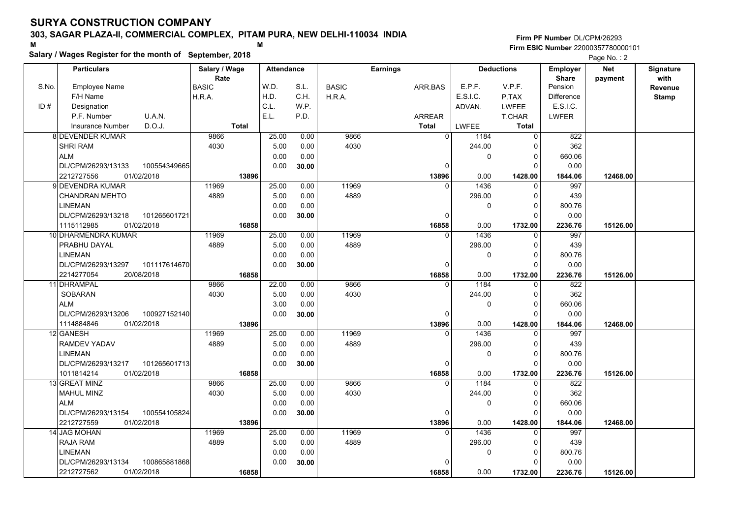# SURYA CONSTRUCTION COMPANY

**303, SAGAR PLAZA-II, COMMERCIAL COMPLEX, PITAM PURA, NEW DELHI-110034 INDIA**

**Salary / Wages Register for the month of September, 2018**

**Firm PF Number** DL/CPM/26293
**Firm ESIC Number** 22000357780000101

Page No. : 2

| S.No. | Particulars: Employee Name / F/H Name / Designation / P.F. Number, U.A.N. / Insurance Number, D.O.J. | Salary / Wage Rate: BASIC / H.R.A. / Total | Attendance: W.D. / H.D. / C.L. / E.L. | Attendance: S.L. / C.H. / W.P. / P.D. | Earnings: BASIC / H.R.A. | Earnings: ARR.BAS / ARREAR / Total | Deductions: E.P.F. / E.S.I.C. / ADVAN. / LWFEE | Deductions: V.P.F. / P.TAX / LWFEE / T.CHAR / Total | Employer Share: Pension / Difference / E.S.I.C. / LWFER | Net payment | Signature with Revenue Stamp |
|---|---|---|---|---|---|---|---|---|---|---|---|
| 8 | DEVENDER KUMAR<br>SHRI RAM<br>ALM<br>DL/CPM/26293/13133 100554349665<br>2212727556 01/02/2018 | 9866<br>4030<br>**13896** | 25.00<br>5.00<br>0.00<br>0.00 | 0.00<br>0.00<br>0.00<br>**30.00** | 9866<br>4030 | 0<br><br>0<br>**13896** | 1184<br>244.00<br>0<br>0.00 | 0<br>0<br>0<br>0<br>**1428.00** | 822<br>362<br>660.06<br>0.00<br>**1844.06** | **12468.00** | |
| 9 | DEVENDRA KUMAR<br>CHANDRAN MEHTO<br>LINEMAN<br>DL/CPM/26293/13218 101265601721<br>1115112985 01/02/2018 | 11969<br>4889<br>**16858** | 25.00<br>5.00<br>0.00<br>0.00 | 0.00<br>0.00<br>0.00<br>**30.00** | 11969<br>4889 | 0<br><br>0<br>**16858** | 1436<br>296.00<br>0<br>0.00 | 0<br>0<br>0<br>0<br>**1732.00** | 997<br>439<br>800.76<br>0.00<br>**2236.76** | **15126.00** | |
| 10 | DHARMENDRA KUMAR<br>PRABHU DAYAL<br>LINEMAN<br>DL/CPM/26293/13297 101117614670<br>2214277054 20/08/2018 | 11969<br>4889<br>**16858** | 25.00<br>5.00<br>0.00<br>0.00 | 0.00<br>0.00<br>0.00<br>**30.00** | 11969<br>4889 | 0<br><br>0<br>**16858** | 1436<br>296.00<br>0<br>0.00 | 0<br>0<br>0<br>0<br>**1732.00** | 997<br>439<br>800.76<br>0.00<br>**2236.76** | **15126.00** | |
| 11 | DHRAMPAL<br>SOBARAN<br>ALM<br>DL/CPM/26293/13206 100927152140<br>1114884846 01/02/2018 | 9866<br>4030<br>**13896** | 22.00<br>5.00<br>3.00<br>0.00 | 0.00<br>0.00<br>0.00<br>**30.00** | 9866<br>4030 | 0<br><br>0<br>**13896** | 1184<br>244.00<br>0<br>0.00 | 0<br>0<br>0<br>0<br>**1428.00** | 822<br>362<br>660.06<br>0.00<br>**1844.06** | **12468.00** | |
| 12 | GANESH<br>RAMDEV YADAV<br>LINEMAN<br>DL/CPM/26293/13217 101265601713<br>1011814214 01/02/2018 | 11969<br>4889<br>**16858** | 25.00<br>5.00<br>0.00<br>0.00 | 0.00<br>0.00<br>0.00<br>**30.00** | 11969<br>4889 | 0<br><br>0<br>**16858** | 1436<br>296.00<br>0<br>0.00 | 0<br>0<br>0<br>0<br>**1732.00** | 997<br>439<br>800.76<br>0.00<br>**2236.76** | **15126.00** | |
| 13 | GREAT MINZ<br>MAHUL MINZ<br>ALM<br>DL/CPM/26293/13154 100554105824<br>2212727559 01/02/2018 | 9866<br>4030<br>**13896** | 25.00<br>5.00<br>0.00<br>0.00 | 0.00<br>0.00<br>0.00<br>**30.00** | 9866<br>4030 | 0<br><br>0<br>**13896** | 1184<br>244.00<br>0<br>0.00 | 0<br>0<br>0<br>0<br>**1428.00** | 822<br>362<br>660.06<br>0.00<br>**1844.06** | **12468.00** | |
| 14 | JAG MOHAN<br>RAJA RAM<br>LINEMAN<br>DL/CPM/26293/13134 100865881868<br>2212727562 01/02/2018 | 11969<br>4889<br>**16858** | 25.00<br>5.00<br>0.00<br>0.00 | 0.00<br>0.00<br>0.00<br>**30.00** | 11969<br>4889 | 0<br><br>0<br>**16858** | 1436<br>296.00<br>0<br>0.00 | 0<br>0<br>0<br>0<br>**1732.00** | 997<br>439<br>800.76<br>0.00<br>**2236.76** | **15126.00** | |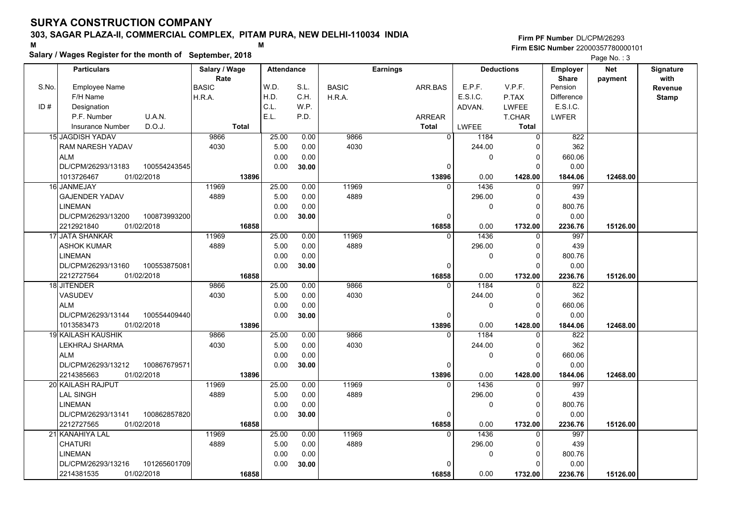# SURYA CONSTRUCTION COMPANY

## 303, SAGAR PLAZA-II, COMMERCIAL COMPLEX, PITAM PURA, NEW DELHI-110034 INDIA

**Salary / Wages Register for the month of September, 2018**

Firm PF Number DL/CPM/26293
Firm ESIC Number 22000357780000101

| S.No. / ID # | Particulars: Employee Name / F/H Name / Designation / P.F. Number, U.A.N. / Insurance Number, D.O.J. | Salary / Wage Rate: BASIC / H.R.A. / Total | Attendance: W.D. / H.D. / C.L. / E.L. | Attendance: S.L. / C.H. / W.P. / P.D. | Earnings: BASIC / H.R.A. | Earnings: ARR.BAS / ARREAR / Total | Deductions: E.P.F. / E.S.I.C. / ADVAN. / LWFEE | Deductions: V.P.F. / P.TAX / LWFEE / T.CHAR / Total | Employer Share: Pension / Difference / E.S.I.C. / LWFER | Net payment | Signature with Revenue Stamp |
|---|---|---|---|---|---|---|---|---|---|---|---|
| 15 | JAGDISH YADAV / RAM NARESH YADAV / ALM / DL/CPM/26293/13183 100554243545 / 1013726467 01/02/2018 | 9866 / 4030 / **13896** | 25.00 / 5.00 / 0.00 / 0.00 | 0.00 / 0.00 / 0.00 / **30.00** | 9866 / 4030 | 0 / 0 / **13896** | 1184 / 244.00 / 0 / 0.00 | 0 / 0 / 0 / 0 / **1428.00** | 822 / 362 / 660.06 / 0.00 / **1844.06** | **12468.00** | |
| 16 | JANMEJAY / GAJENDER YADAV / LINEMAN / DL/CPM/26293/13200 100873993200 / 2212921840 01/02/2018 | 11969 / 4889 / **16858** | 25.00 / 5.00 / 0.00 / 0.00 | 0.00 / 0.00 / 0.00 / **30.00** | 11969 / 4889 | 0 / 0 / **16858** | 1436 / 296.00 / 0 / 0.00 | 0 / 0 / 0 / 0 / **1732.00** | 997 / 439 / 800.76 / 0.00 / **2236.76** | **15126.00** | |
| 17 | JATA SHANKAR / ASHOK KUMAR / LINEMAN / DL/CPM/26293/13160 100553875081 / 2212727564 01/02/2018 | 11969 / 4889 / **16858** | 25.00 / 5.00 / 0.00 / 0.00 | 0.00 / 0.00 / 0.00 / **30.00** | 11969 / 4889 | 0 / 0 / **16858** | 1436 / 296.00 / 0 / 0.00 | 0 / 0 / 0 / 0 / **1732.00** | 997 / 439 / 800.76 / 0.00 / **2236.76** | **15126.00** | |
| 18 | JITENDER / VASUDEV / ALM / DL/CPM/26293/13144 100554409440 / 1013583473 01/02/2018 | 9866 / 4030 / **13896** | 25.00 / 5.00 / 0.00 / 0.00 | 0.00 / 0.00 / 0.00 / **30.00** | 9866 / 4030 | 0 / 0 / **13896** | 1184 / 244.00 / 0 / 0.00 | 0 / 0 / 0 / 0 / **1428.00** | 822 / 362 / 660.06 / 0.00 / **1844.06** | **12468.00** | |
| 19 | KAILASH KAUSHIK / LEKHRAJ SHARMA / ALM / DL/CPM/26293/13212 100867679571 / 2214385663 01/02/2018 | 9866 / 4030 / **13896** | 25.00 / 5.00 / 0.00 / 0.00 | 0.00 / 0.00 / 0.00 / **30.00** | 9866 / 4030 | 0 / 0 / **13896** | 1184 / 244.00 / 0 / 0.00 | 0 / 0 / 0 / 0 / **1428.00** | 822 / 362 / 660.06 / 0.00 / **1844.06** | **12468.00** | |
| 20 | KAILASH RAJPUT / LAL SINGH / LINEMAN / DL/CPM/26293/13141 100862857820 / 2212727565 01/02/2018 | 11969 / 4889 / **16858** | 25.00 / 5.00 / 0.00 / 0.00 | 0.00 / 0.00 / 0.00 / **30.00** | 11969 / 4889 | 0 / 0 / **16858** | 1436 / 296.00 / 0 / 0.00 | 0 / 0 / 0 / 0 / **1732.00** | 997 / 439 / 800.76 / 0.00 / **2236.76** | **15126.00** | |
| 21 | KANAHIYA LAL / CHATURI / LINEMAN / DL/CPM/26293/13216 101265601709 / 2214381535 01/02/2018 | 11969 / 4889 / **16858** | 25.00 / 5.00 / 0.00 / 0.00 | 0.00 / 0.00 / 0.00 / **30.00** | 11969 / 4889 | 0 / 0 / **16858** | 1436 / 296.00 / 0 / 0.00 | 0 / 0 / 0 / 0 / **1732.00** | 997 / 439 / 800.76 / 0.00 / **2236.76** | **15126.00** | |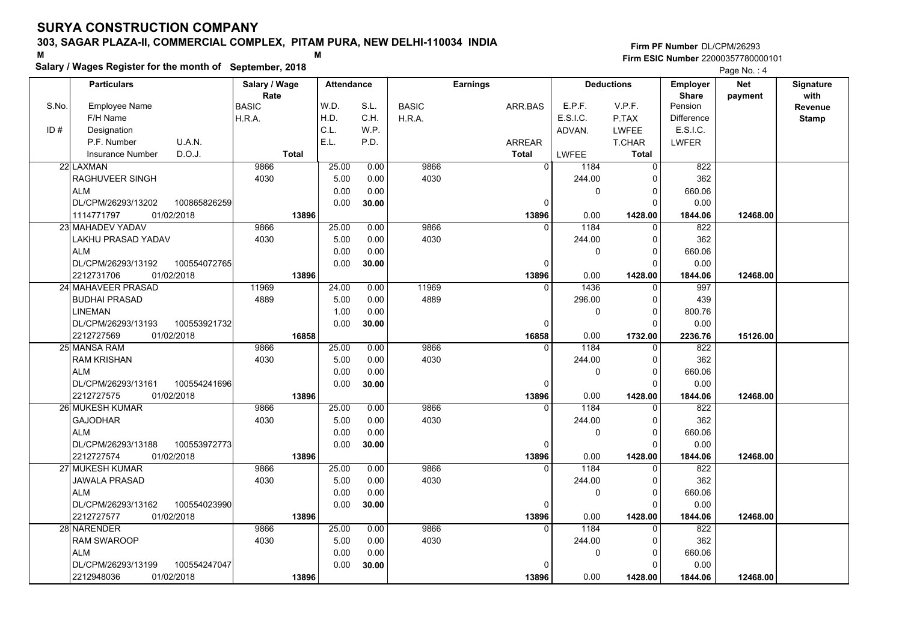# SURYA CONSTRUCTION COMPANY

**303, SAGAR PLAZA-II, COMMERCIAL COMPLEX, PITAM PURA, NEW DELHI-110034 INDIA**

**Salary / Wages Register for the month of September, 2018**

**Firm PF Number** DL/CPM/26293
**Firm ESIC Number** 22000357780000101

| S.No. / ID # | Particulars (Employee Name / F/H Name / Designation / P.F. Number / U.A.N. / Insurance Number / D.O.J.) | Salary / Wage Rate (BASIC / H.R.A. / Total) | Attendance (W.D. / H.D. / C.L. / E.L.) | Attendance (S.L. / C.H. / W.P. / P.D.) | Earnings (BASIC / H.R.A.) | Earnings (ARR.BAS / ARREAR / Total) | Deductions (E.P.F. / E.S.I.C. / ADVAN. / LWFEE) | Deductions (V.P.F. / P.TAX / LWFEE / T.CHAR / Total) | Employer Share (Pension / Difference / E.S.I.C. / LWFER) | Net payment | Signature with Revenue Stamp |
|---|---|---|---|---|---|---|---|---|---|---|---|
| 22 | LAXMAN / RAGHUVEER SINGH / ALM / DL/CPM/26293/13202 / 100865826259 / 1114771797 / 01/02/2018 | 9866 / 4030 / 13896 | 25.00 / 5.00 / 0.00 / 0.00 | 0.00 / 0.00 / 0.00 / 30.00 | 9866 / 4030 | 0 / 0 / 13896 | 1184 / 244.00 / 0 / 0.00 | 0 / 0 / 0 / 0 / 1428.00 | 822 / 362 / 660.06 / 0.00 / 1844.06 | 12468.00 | |
| 23 | MAHADEV YADAV / LAKHU PRASAD YADAV / ALM / DL/CPM/26293/13192 / 100554072765 / 2212731706 / 01/02/2018 | 9866 / 4030 / 13896 | 25.00 / 5.00 / 0.00 / 0.00 | 0.00 / 0.00 / 0.00 / 30.00 | 9866 / 4030 | 0 / 0 / 13896 | 1184 / 244.00 / 0 / 0.00 | 0 / 0 / 0 / 0 / 1428.00 | 822 / 362 / 660.06 / 0.00 / 1844.06 | 12468.00 | |
| 24 | MAHAVEER PRASAD / BUDHAI PRASAD / LINEMAN / DL/CPM/26293/13193 / 100553921732 / 2212727569 / 01/02/2018 | 11969 / 4889 / 16858 | 24.00 / 5.00 / 1.00 / 0.00 | 0.00 / 0.00 / 0.00 / 30.00 | 11969 / 4889 | 0 / 0 / 16858 | 1436 / 296.00 / 0 / 0.00 | 0 / 0 / 0 / 0 / 1732.00 | 997 / 439 / 800.76 / 0.00 / 2236.76 | 15126.00 | |
| 25 | MANSA RAM / RAM KRISHAN / ALM / DL/CPM/26293/13161 / 100554241696 / 2212727575 / 01/02/2018 | 9866 / 4030 / 13896 | 25.00 / 5.00 / 0.00 / 0.00 | 0.00 / 0.00 / 0.00 / 30.00 | 9866 / 4030 | 0 / 0 / 13896 | 1184 / 244.00 / 0 / 0.00 | 0 / 0 / 0 / 0 / 1428.00 | 822 / 362 / 660.06 / 0.00 / 1844.06 | 12468.00 | |
| 26 | MUKESH KUMAR / GAJODHAR / ALM / DL/CPM/26293/13188 / 100553972773 / 2212727574 / 01/02/2018 | 9866 / 4030 / 13896 | 25.00 / 5.00 / 0.00 / 0.00 | 0.00 / 0.00 / 0.00 / 30.00 | 9866 / 4030 | 0 / 0 / 13896 | 1184 / 244.00 / 0 / 0.00 | 0 / 0 / 0 / 0 / 1428.00 | 822 / 362 / 660.06 / 0.00 / 1844.06 | 12468.00 | |
| 27 | MUKESH KUMAR / JAWALA PRASAD / ALM / DL/CPM/26293/13162 / 100554023990 / 2212727577 / 01/02/2018 | 9866 / 4030 / 13896 | 25.00 / 5.00 / 0.00 / 0.00 | 0.00 / 0.00 / 0.00 / 30.00 | 9866 / 4030 | 0 / 0 / 13896 | 1184 / 244.00 / 0 / 0.00 | 0 / 0 / 0 / 0 / 1428.00 | 822 / 362 / 660.06 / 0.00 / 1844.06 | 12468.00 | |
| 28 | NARENDER / RAM SWAROOP / ALM / DL/CPM/26293/13199 / 100554247047 / 2212948036 / 01/02/2018 | 9866 / 4030 / 13896 | 25.00 / 5.00 / 0.00 / 0.00 | 0.00 / 0.00 / 0.00 / 30.00 | 9866 / 4030 | 0 / 0 / 13896 | 1184 / 244.00 / 0 / 0.00 | 0 / 0 / 0 / 0 / 1428.00 | 822 / 362 / 660.06 / 0.00 / 1844.06 | 12468.00 | |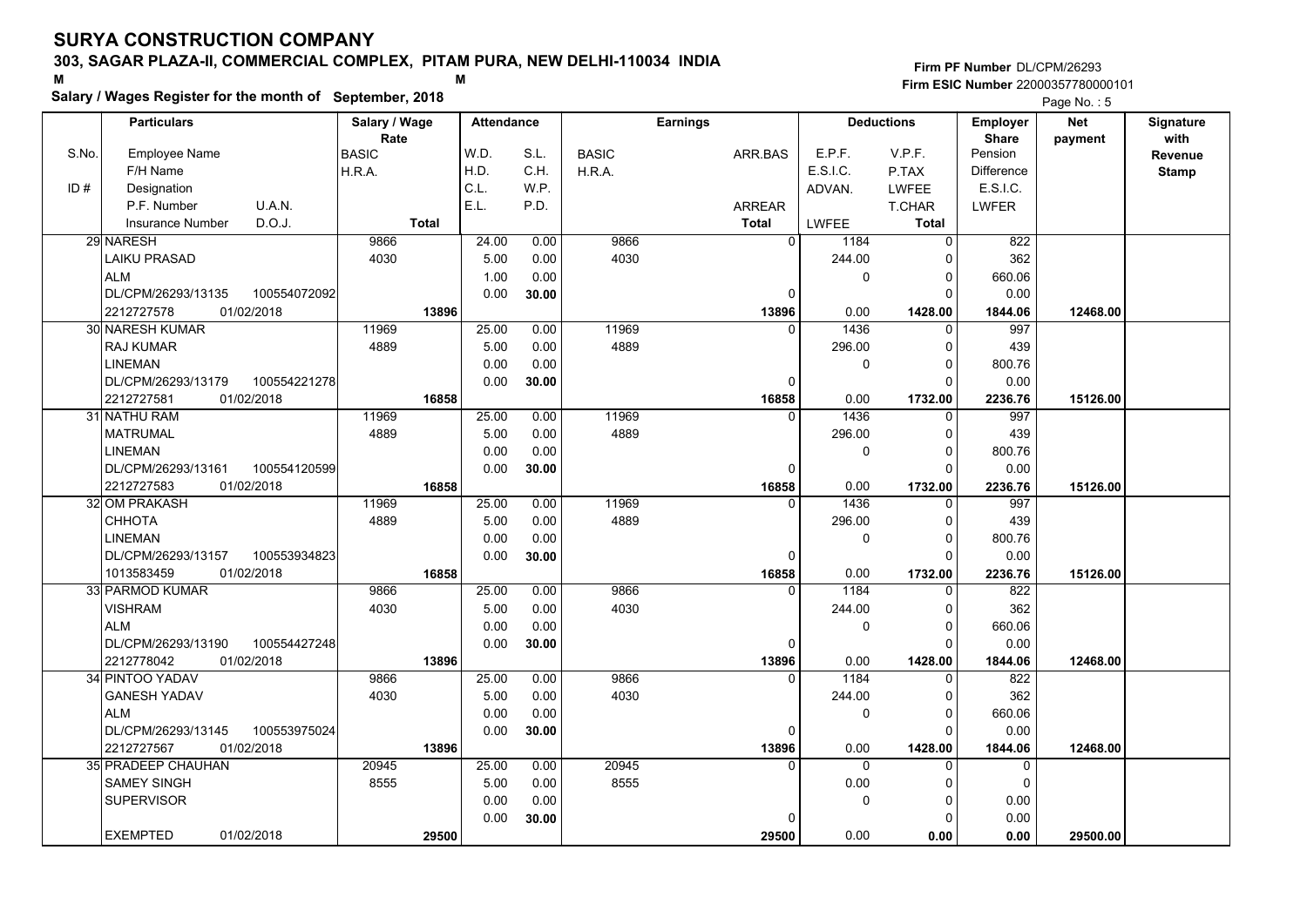# SURYA CONSTRUCTION COMPANY

**303, SAGAR PLAZA-II, COMMERCIAL COMPLEX, PITAM PURA, NEW DELHI-110034 INDIA**

M M

**Salary / Wages Register for the month of September, 2018**

**Firm PF Number** DL/CPM/26293
**Firm ESIC Number** 22000357780000101

| S.No. | Particulars: Employee Name / F/H Name / Designation / P.F. Number, U.A.N. / Insurance Number, D.O.J. | Salary / Wage Rate: BASIC / H.R.A. / Total | Attendance: W.D. / H.D. / C.L. / E.L. | Attendance: S.L. / C.H. / W.P. / P.D. | Earnings: BASIC / H.R.A. | Earnings: ARR.BAS / ARREAR / Total | Deductions: E.P.F. / E.S.I.C. / ADVAN. / LWFEE | Deductions: V.P.F. / P.TAX / LWFEE / T.CHAR / Total | Employer Share: Pension / Difference / E.S.I.C. / LWFER | Net payment | Signature with Revenue Stamp |
|---|---|---|---|---|---|---|---|---|---|---|---|
| 29 | NARESH / LAIKU PRASAD / ALM / DL/CPM/26293/13135, 100554072092 / 2212727578, 01/02/2018 | 9866 / 4030 / 13896 | 24.00 / 5.00 / 1.00 / 0.00 | 0.00 / 0.00 / 0.00 / 30.00 | 9866 / 4030 | 0 / 0 / 13896 | 1184 / 244.00 / 0 / 0.00 | 0 / 0 / 0 / 0 / 1428.00 | 822 / 362 / 660.06 / 0.00 / 1844.06 | 12468.00 | |
| 30 | NARESH KUMAR / RAJ KUMAR / LINEMAN / DL/CPM/26293/13179, 100554221278 / 2212727581, 01/02/2018 | 11969 / 4889 / 16858 | 25.00 / 5.00 / 0.00 / 0.00 | 0.00 / 0.00 / 0.00 / 30.00 | 11969 / 4889 | 0 / 0 / 16858 | 1436 / 296.00 / 0 / 0.00 | 0 / 0 / 0 / 0 / 1732.00 | 997 / 439 / 800.76 / 0.00 / 2236.76 | 15126.00 | |
| 31 | NATHU RAM / MATRUMAL / LINEMAN / DL/CPM/26293/13161, 100554120599 / 2212727583, 01/02/2018 | 11969 / 4889 / 16858 | 25.00 / 5.00 / 0.00 / 0.00 | 0.00 / 0.00 / 0.00 / 30.00 | 11969 / 4889 | 0 / 0 / 16858 | 1436 / 296.00 / 0 / 0.00 | 0 / 0 / 0 / 0 / 1732.00 | 997 / 439 / 800.76 / 0.00 / 2236.76 | 15126.00 | |
| 32 | OM PRAKASH / CHHOTA / LINEMAN / DL/CPM/26293/13157, 100553934823 / 1013583459, 01/02/2018 | 11969 / 4889 / 16858 | 25.00 / 5.00 / 0.00 / 0.00 | 0.00 / 0.00 / 0.00 / 30.00 | 11969 / 4889 | 0 / 0 / 16858 | 1436 / 296.00 / 0 / 0.00 | 0 / 0 / 0 / 0 / 1732.00 | 997 / 439 / 800.76 / 0.00 / 2236.76 | 15126.00 | |
| 33 | PARMOD KUMAR / VISHRAM / ALM / DL/CPM/26293/13190, 100554427248 / 2212778042, 01/02/2018 | 9866 / 4030 / 13896 | 25.00 / 5.00 / 0.00 / 0.00 | 0.00 / 0.00 / 0.00 / 30.00 | 9866 / 4030 | 0 / 0 / 13896 | 1184 / 244.00 / 0 / 0.00 | 0 / 0 / 0 / 0 / 1428.00 | 822 / 362 / 660.06 / 0.00 / 1844.06 | 12468.00 | |
| 34 | PINTOO YADAV / GANESH YADAV / ALM / DL/CPM/26293/13145, 100553975024 / 2212727567, 01/02/2018 | 9866 / 4030 / 13896 | 25.00 / 5.00 / 0.00 / 0.00 | 0.00 / 0.00 / 0.00 / 30.00 | 9866 / 4030 | 0 / 0 / 13896 | 1184 / 244.00 / 0 / 0.00 | 0 / 0 / 0 / 0 / 1428.00 | 822 / 362 / 660.06 / 0.00 / 1844.06 | 12468.00 | |
| 35 | PRADEEP CHAUHAN / SAMEY SINGH / SUPERVISOR / / EXEMPTED, 01/02/2018 | 20945 / 8555 / 29500 | 25.00 / 5.00 / 0.00 / 0.00 | 0.00 / 0.00 / 0.00 / 30.00 | 20945 / 8555 | 0 / 0 / 29500 | 0 / 0.00 / 0 / 0.00 | 0 / 0 / 0 / 0 / 0.00 | 0 / 0 / 0.00 / 0.00 / 0.00 | 29500.00 | |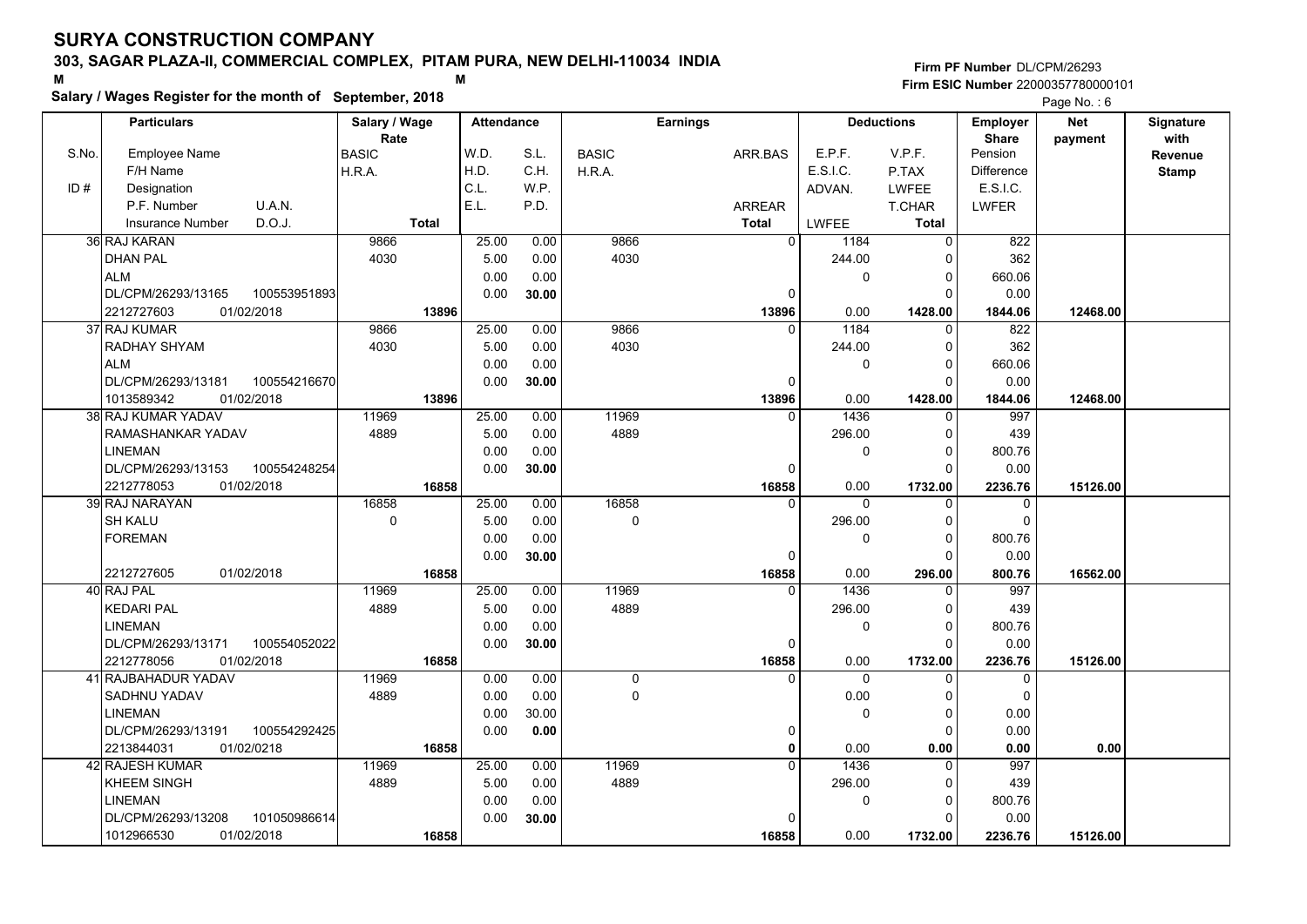# SURYA CONSTRUCTION COMPANY

**303, SAGAR PLAZA-II, COMMERCIAL COMPLEX, PITAM PURA, NEW DELHI-110034 INDIA**

M M

**Salary / Wages Register for the month of September, 2018**

Firm PF Number DL/CPM/26293
Firm ESIC Number 22000357780000101

| S.No. | Particulars (Employee Name / F/H Name / Designation / P.F. Number, U.A.N. / Insurance Number, D.O.J.) | Salary / Wage Rate (BASIC / H.R.A. / Total) | Attendance (W.D. / H.D. / C.L. / E.L.) | Attendance (S.L. / C.H. / W.P. / P.D.) | Earnings (BASIC / H.R.A.) | Earnings (ARR.BAS / ARREAR / Total) | Deductions (E.P.F. / E.S.I.C. / ADVAN. / LWFEE) | Deductions (V.P.F. / P.TAX / LWFEE / T.CHAR / Total) | Employer Share (Pension / Difference / E.S.I.C. / LWFER) | Net payment | Signature with Revenue Stamp |
|---|---|---|---|---|---|---|---|---|---|---|---|
| 36 | RAJ KARAN / DHAN PAL / ALM / DL/CPM/26293/13165, 100553951893 / 2212727603, 01/02/2018 | 9866 / 4030 / 13896 | 25.00 / 5.00 / 0.00 / 0.00 | 0.00 / 0.00 / 0.00 / 30.00 | 9866 / 4030 | 0 / 0 / 13896 | 1184 / 244.00 / 0 / 0.00 | 0 / 0 / 0 / 0 / 1428.00 | 822 / 362 / 660.06 / 0.00 / 1844.06 | 12468.00 | |
| 37 | RAJ KUMAR / RADHAY SHYAM / ALM / DL/CPM/26293/13181, 100554216670 / 1013589342, 01/02/2018 | 9866 / 4030 / 13896 | 25.00 / 5.00 / 0.00 / 0.00 | 0.00 / 0.00 / 0.00 / 30.00 | 9866 / 4030 | 0 / 0 / 13896 | 1184 / 244.00 / 0 / 0.00 | 0 / 0 / 0 / 0 / 1428.00 | 822 / 362 / 660.06 / 0.00 / 1844.06 | 12468.00 | |
| 38 | RAJ KUMAR YADAV / RAMASHANKAR YADAV / LINEMAN / DL/CPM/26293/13153, 100554248254 / 2212778053, 01/02/2018 | 11969 / 4889 / 16858 | 25.00 / 5.00 / 0.00 / 0.00 | 0.00 / 0.00 / 0.00 / 30.00 | 11969 / 4889 | 0 / 0 / 16858 | 1436 / 296.00 / 0 / 0.00 | 0 / 0 / 0 / 0 / 1732.00 | 997 / 439 / 800.76 / 0.00 / 2236.76 | 15126.00 | |
| 39 | RAJ NARAYAN / SH KALU / FOREMAN / / 2212727605, 01/02/2018 | 16858 / 0 / 16858 | 25.00 / 5.00 / 0.00 / 0.00 | 0.00 / 0.00 / 0.00 / 30.00 | 16858 / 0 | 0 / 0 / 16858 | 0 / 296.00 / 0 / 0.00 | 0 / 0 / 0 / 0 / 296.00 | 0 / 0 / 800.76 / 0.00 / 800.76 | 16562.00 | |
| 40 | RAJ PAL / KEDARI PAL / LINEMAN / DL/CPM/26293/13171, 100554052022 / 2212778056, 01/02/2018 | 11969 / 4889 / 16858 | 25.00 / 5.00 / 0.00 / 0.00 | 0.00 / 0.00 / 0.00 / 30.00 | 11969 / 4889 | 0 / 0 / 16858 | 1436 / 296.00 / 0 / 0.00 | 0 / 0 / 0 / 0 / 1732.00 | 997 / 439 / 800.76 / 0.00 / 2236.76 | 15126.00 | |
| 41 | RAJBAHADUR YADAV / SADHNU YADAV / LINEMAN / DL/CPM/26293/13191, 100554292425 / 2213844031, 01/02/0218 | 11969 / 4889 / 16858 | 0.00 / 0.00 / 0.00 / 0.00 | 0.00 / 0.00 / 30.00 / 0.00 | 0 / 0 | 0 / 0 / 0 | 0 / 0.00 / 0 / 0.00 | 0 / 0 / 0 / 0 / 0.00 | 0 / 0 / 0.00 / 0.00 / 0.00 | 0.00 | |
| 42 | RAJESH KUMAR / KHEEM SINGH / LINEMAN / DL/CPM/26293/13208, 101050986614 / 1012966530, 01/02/2018 | 11969 / 4889 / 16858 | 25.00 / 5.00 / 0.00 / 0.00 | 0.00 / 0.00 / 0.00 / 30.00 | 11969 / 4889 | 0 / 0 / 16858 | 1436 / 296.00 / 0 / 0.00 | 0 / 0 / 0 / 0 / 1732.00 | 997 / 439 / 800.76 / 0.00 / 2236.76 | 15126.00 | |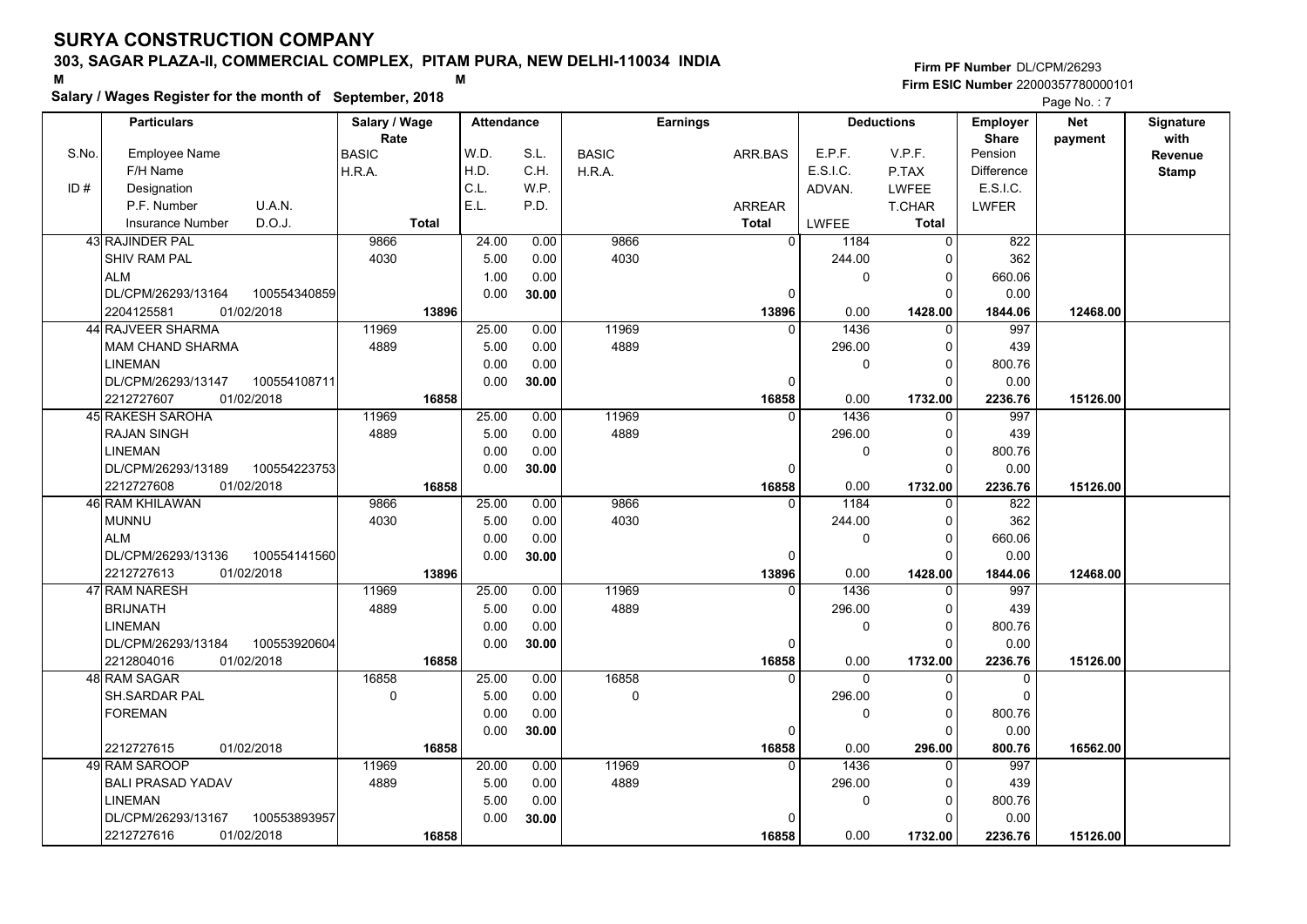# SURYA CONSTRUCTION COMPANY

## 303, SAGAR PLAZA-II, COMMERCIAL COMPLEX, PITAM PURA, NEW DELHI-110034 INDIA

**Salary / Wages Register for the month of September, 2018**

Firm PF Number DL/CPM/26293
Firm ESIC Number 22000357780000101

| S.No. / ID # | Particulars (Employee Name / F/H Name / Designation / P.F. Number, U.A.N. / Insurance Number, D.O.J.) | Salary / Wage Rate (BASIC / H.R.A. / Total) | Attendance (W.D. / H.D. / C.L. / E.L.) | Attendance (S.L. / C.H. / W.P. / P.D.) | Earnings (BASIC / H.R.A.) | Earnings (ARR.BAS / ARREAR / Total) | Deductions (E.P.F. / E.S.I.C. / ADVAN. / LWFEE) | Deductions (V.P.F. / P.TAX / LWFEE / T.CHAR / Total) | Employer Share (Pension / Difference / E.S.I.C. / LWFER) | Net payment | Signature with Revenue Stamp |
|---|---|---|---|---|---|---|---|---|---|---|---|
| 43 | RAJINDER PAL / SHIV RAM PAL / ALM / DL/CPM/26293/13164, 100554340859 / 2204125581, 01/02/2018 | 9866 / 4030 / 13896 | 24.00 / 5.00 / 1.00 / 0.00 | 0.00 / 0.00 / 0.00 / 30.00 | 9866 / 4030 | 0 / 0 / 13896 | 1184 / 244.00 / 0 / 0.00 | 0 / 0 / 0 / 0 / 1428.00 | 822 / 362 / 660.06 / 0.00 / 1844.06 | 12468.00 | |
| 44 | RAJVEER SHARMA / MAM CHAND SHARMA / LINEMAN / DL/CPM/26293/13147, 100554108711 / 2212727607, 01/02/2018 | 11969 / 4889 / 16858 | 25.00 / 5.00 / 0.00 / 0.00 | 0.00 / 0.00 / 0.00 / 30.00 | 11969 / 4889 | 0 / 0 / 16858 | 1436 / 296.00 / 0 / 0.00 | 0 / 0 / 0 / 0 / 1732.00 | 997 / 439 / 800.76 / 0.00 / 2236.76 | 15126.00 | |
| 45 | RAKESH SAROHA / RAJAN SINGH / LINEMAN / DL/CPM/26293/13189, 100554223753 / 2212727608, 01/02/2018 | 11969 / 4889 / 16858 | 25.00 / 5.00 / 0.00 / 0.00 | 0.00 / 0.00 / 0.00 / 30.00 | 11969 / 4889 | 0 / 0 / 16858 | 1436 / 296.00 / 0 / 0.00 | 0 / 0 / 0 / 0 / 1732.00 | 997 / 439 / 800.76 / 0.00 / 2236.76 | 15126.00 | |
| 46 | RAM KHILAWAN / MUNNU / ALM / DL/CPM/26293/13136, 100554141560 / 2212727613, 01/02/2018 | 9866 / 4030 / 13896 | 25.00 / 5.00 / 0.00 / 0.00 | 0.00 / 0.00 / 0.00 / 30.00 | 9866 / 4030 | 0 / 0 / 13896 | 1184 / 244.00 / 0 / 0.00 | 0 / 0 / 0 / 0 / 1428.00 | 822 / 362 / 660.06 / 0.00 / 1844.06 | 12468.00 | |
| 47 | RAM NARESH / BRIJNATH / LINEMAN / DL/CPM/26293/13184, 100553920604 / 2212804016, 01/02/2018 | 11969 / 4889 / 16858 | 25.00 / 5.00 / 0.00 / 0.00 | 0.00 / 0.00 / 0.00 / 30.00 | 11969 / 4889 | 0 / 0 / 16858 | 1436 / 296.00 / 0 / 0.00 | 0 / 0 / 0 / 0 / 1732.00 | 997 / 439 / 800.76 / 0.00 / 2236.76 | 15126.00 | |
| 48 | RAM SAGAR / SH.SARDAR PAL / FOREMAN / / 2212727615, 01/02/2018 | 16858 / 0 / 16858 | 25.00 / 5.00 / 0.00 / 0.00 | 0.00 / 0.00 / 0.00 / 30.00 | 16858 / 0 | 0 / 0 / 16858 | 0 / 296.00 / 0 / 0.00 | 0 / 0 / 0 / 0 / 296.00 | 0 / 0 / 800.76 / 0.00 / 800.76 | 16562.00 | |
| 49 | RAM SAROOP / BALI PRASAD YADAV / LINEMAN / DL/CPM/26293/13167, 100553893957 / 2212727616, 01/02/2018 | 11969 / 4889 / 16858 | 20.00 / 5.00 / 5.00 / 0.00 | 0.00 / 0.00 / 0.00 / 30.00 | 11969 / 4889 | 0 / 0 / 16858 | 1436 / 296.00 / 0 / 0.00 | 0 / 0 / 0 / 0 / 1732.00 | 997 / 439 / 800.76 / 0.00 / 2236.76 | 15126.00 | |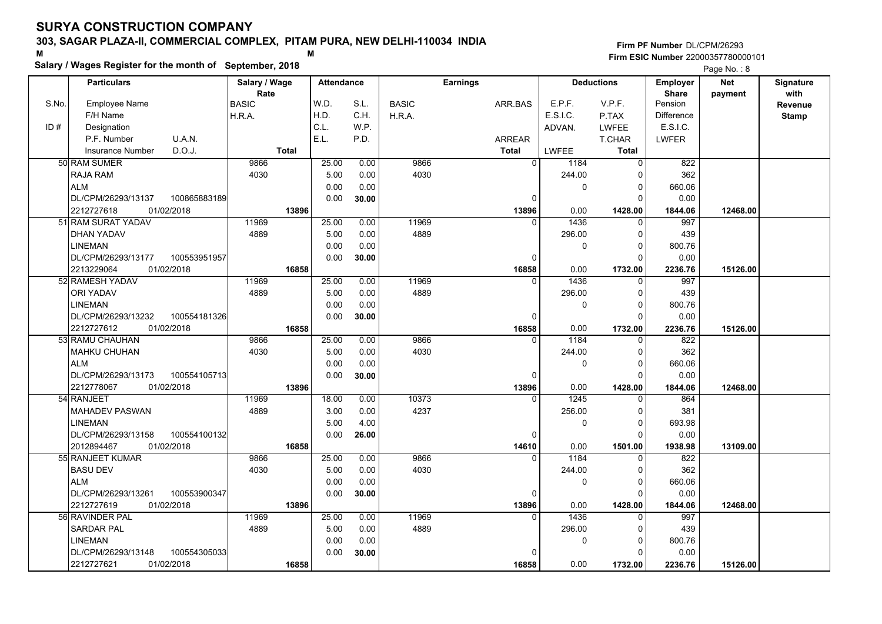# SURYA CONSTRUCTION COMPANY

## 303, SAGAR PLAZA-II, COMMERCIAL COMPLEX, PITAM PURA, NEW DELHI-110034 INDIA

**Salary / Wages Register for the month of September, 2018**

Firm PF Number DL/CPM/26293
Firm ESIC Number 22000357780000101

| S.No. / ID # | Employee Name / F/H Name / Designation / P.F. Number / U.A.N. / Insurance Number / D.O.J. | Salary / Wage Rate: BASIC / H.R.A. / Total | W.D. / H.D. / C.L. / E.L. | S.L. / C.H. / W.P. / P.D. | Earnings: BASIC / H.R.A. | ARR.BAS / ARREAR / Total | E.P.F. / E.S.I.C. / ADVAN. / LWFEE | V.P.F. / P.TAX / LWFEE / T.CHAR / Total | Employer Share: Pension / Difference / E.S.I.C. / LWFER | Net payment | Signature with Revenue Stamp |
|---|---|---|---|---|---|---|---|---|---|---|---|
| 50 | RAM SUMER / RAJA RAM / ALM / DL/CPM/26293/13137 / 100865883189 / 2212727618 / 01/02/2018 | 9866 / 4030 / 13896 | 25.00 / 5.00 / 0.00 / 0.00 | 0.00 / 0.00 / 0.00 / 30.00 | 9866 / 4030 | 0 / 0 / 13896 | 1184 / 244.00 / 0 / 0.00 | 0 / 0 / 0 / 0 / 1428.00 | 822 / 362 / 660.06 / 0.00 / 1844.06 | 12468.00 | |
| 51 | RAM SURAT YADAV / DHAN YADAV / LINEMAN / DL/CPM/26293/13177 / 100553951957 / 2213229064 / 01/02/2018 | 11969 / 4889 / 16858 | 25.00 / 5.00 / 0.00 / 0.00 | 0.00 / 0.00 / 0.00 / 30.00 | 11969 / 4889 | 0 / 0 / 16858 | 1436 / 296.00 / 0 / 0.00 | 0 / 0 / 0 / 0 / 1732.00 | 997 / 439 / 800.76 / 0.00 / 2236.76 | 15126.00 | |
| 52 | RAMESH YADAV / ORI YADAV / LINEMAN / DL/CPM/26293/13232 / 100554181326 / 2212727612 / 01/02/2018 | 11969 / 4889 / 16858 | 25.00 / 5.00 / 0.00 / 0.00 | 0.00 / 0.00 / 0.00 / 30.00 | 11969 / 4889 | 0 / 0 / 16858 | 1436 / 296.00 / 0 / 0.00 | 0 / 0 / 0 / 0 / 1732.00 | 997 / 439 / 800.76 / 0.00 / 2236.76 | 15126.00 | |
| 53 | RAMU CHAUHAN / MAHKU CHUHAN / ALM / DL/CPM/26293/13173 / 100554105713 / 2212778067 / 01/02/2018 | 9866 / 4030 / 13896 | 25.00 / 5.00 / 0.00 / 0.00 | 0.00 / 0.00 / 0.00 / 30.00 | 9866 / 4030 | 0 / 0 / 13896 | 1184 / 244.00 / 0 / 0.00 | 0 / 0 / 0 / 0 / 1428.00 | 822 / 362 / 660.06 / 0.00 / 1844.06 | 12468.00 | |
| 54 | RANJEET / MAHADEV PASWAN / LINEMAN / DL/CPM/26293/13158 / 100554100132 / 2012894467 / 01/02/2018 | 11969 / 4889 / 16858 | 18.00 / 3.00 / 5.00 / 0.00 | 0.00 / 0.00 / 4.00 / 26.00 | 10373 / 4237 | 0 / 0 / 14610 | 1245 / 256.00 / 0 / 0.00 | 0 / 0 / 0 / 0 / 1501.00 | 864 / 381 / 693.98 / 0.00 / 1938.98 | 13109.00 | |
| 55 | RANJEET KUMAR / BASU DEV / ALM / DL/CPM/26293/13261 / 100553900347 / 2212727619 / 01/02/2018 | 9866 / 4030 / 13896 | 25.00 / 5.00 / 0.00 / 0.00 | 0.00 / 0.00 / 0.00 / 30.00 | 9866 / 4030 | 0 / 0 / 13896 | 1184 / 244.00 / 0 / 0.00 | 0 / 0 / 0 / 0 / 1428.00 | 822 / 362 / 660.06 / 0.00 / 1844.06 | 12468.00 | |
| 56 | RAVINDER PAL / SARDAR PAL / LINEMAN / DL/CPM/26293/13148 / 100554305033 / 2212727621 / 01/02/2018 | 11969 / 4889 / 16858 | 25.00 / 5.00 / 0.00 / 0.00 | 0.00 / 0.00 / 0.00 / 30.00 | 11969 / 4889 | 0 / 0 / 16858 | 1436 / 296.00 / 0 / 0.00 | 0 / 0 / 0 / 0 / 1732.00 | 997 / 439 / 800.76 / 0.00 / 2236.76 | 15126.00 | |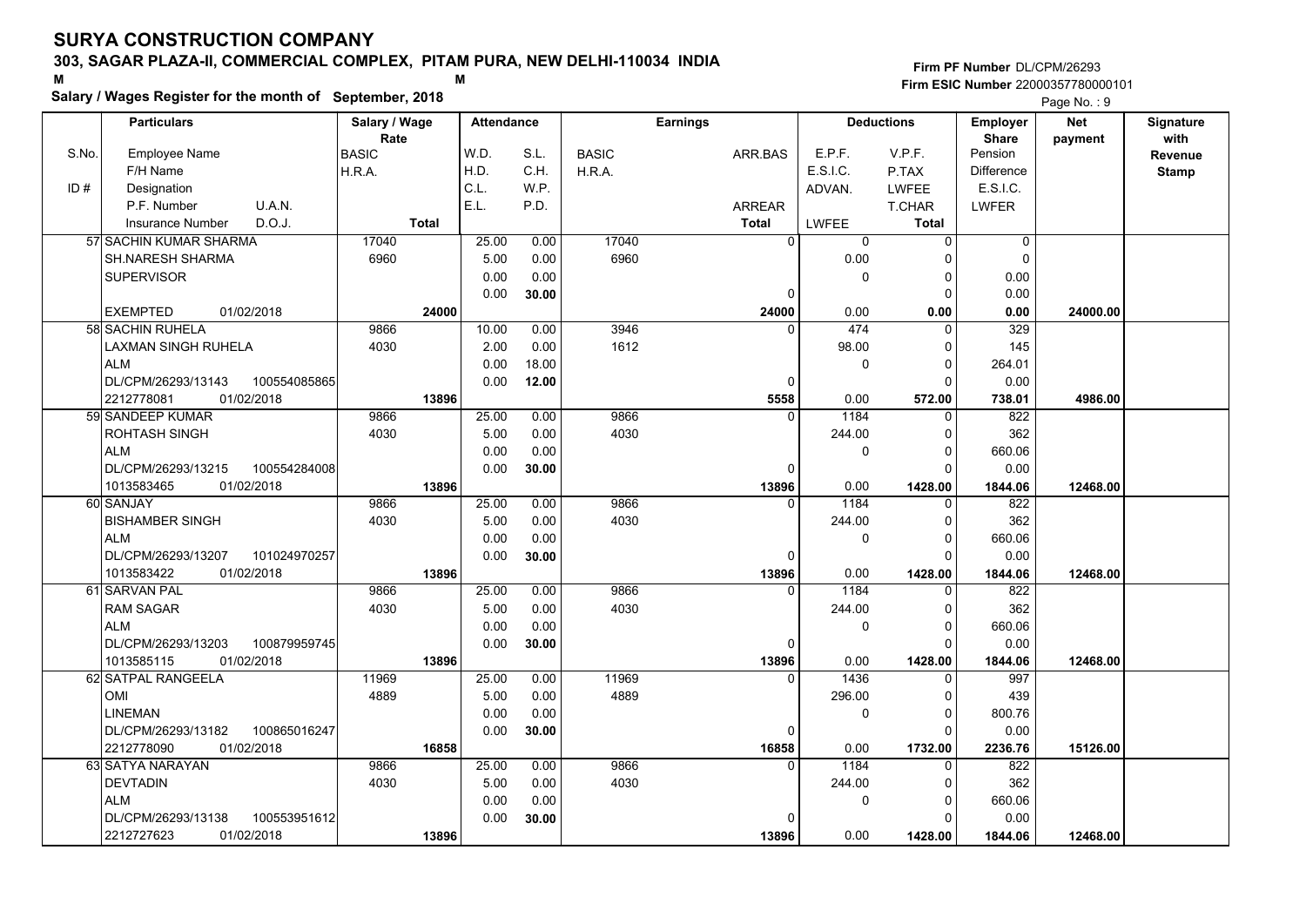# SURYA CONSTRUCTION COMPANY

**303, SAGAR PLAZA-II, COMMERCIAL COMPLEX, PITAM PURA, NEW DELHI-110034 INDIA**

M M

**Salary / Wages Register for the month of September, 2018**

Firm PF Number DL/CPM/26293
Firm ESIC Number 22000357780000101

| S.No. / ID # | Particulars (Employee Name / F/H Name / Designation / P.F. Number U.A.N. / Insurance Number D.O.J.) | Salary / Wage Rate (BASIC / H.R.A. / Total) | Attendance (W.D. / H.D. / C.L. / E.L.) | Attendance (S.L. / C.H. / W.P. / P.D.) | Earnings (BASIC / H.R.A.) | Earnings (ARR.BAS / ARREAR / Total) | Deductions (E.P.F. / E.S.I.C. / ADVAN. / LWFEE) | Deductions (V.P.F. / P.TAX / LWFEE / T.CHAR / Total) | Employer Share (Pension / Difference / E.S.I.C. / LWFER) | Net payment | Signature with Revenue Stamp |
|---|---|---|---|---|---|---|---|---|---|---|---|
| 57 | SACHIN KUMAR SHARMA<br>SH.NARESH SHARMA<br>SUPERVISOR<br><br>EXEMPTED 01/02/2018 | 17040<br>6960<br><br><br>24000 | 25.00<br>5.00<br>0.00<br>0.00 | 0.00<br>0.00<br>0.00<br>30.00 | 17040<br>6960 | 0<br><br>0<br>24000 | 0<br>0.00<br>0<br>0.00 | 0<br>0<br>0<br>0<br>0.00 | 0<br>0<br>0.00<br>0.00<br>0.00 | 24000.00 | |
| 58 | SACHIN RUHELA<br>LAXMAN SINGH RUHELA<br>ALM<br>DL/CPM/26293/13143 100554085865<br>2212778081 01/02/2018 | 9866<br>4030<br><br><br>13896 | 10.00<br>2.00<br>0.00<br>0.00 | 0.00<br>0.00<br>18.00<br>12.00 | 3946<br>1612 | 0<br><br>0<br>5558 | 474<br>98.00<br>0<br>0.00 | 0<br>0<br>0<br>0<br>572.00 | 329<br>145<br>264.01<br>0.00<br>738.01 | 4986.00 | |
| 59 | SANDEEP KUMAR<br>ROHTASH SINGH<br>ALM<br>DL/CPM/26293/13215 100554284008<br>1013583465 01/02/2018 | 9866<br>4030<br><br><br>13896 | 25.00<br>5.00<br>0.00<br>0.00 | 0.00<br>0.00<br>0.00<br>30.00 | 9866<br>4030 | 0<br><br>0<br>13896 | 1184<br>244.00<br>0<br>0.00 | 0<br>0<br>0<br>0<br>1428.00 | 822<br>362<br>660.06<br>0.00<br>1844.06 | 12468.00 | |
| 60 | SANJAY<br>BISHAMBER SINGH<br>ALM<br>DL/CPM/26293/13207 101024970257<br>1013583422 01/02/2018 | 9866<br>4030<br><br><br>13896 | 25.00<br>5.00<br>0.00<br>0.00 | 0.00<br>0.00<br>0.00<br>30.00 | 9866<br>4030 | 0<br><br>0<br>13896 | 1184<br>244.00<br>0<br>0.00 | 0<br>0<br>0<br>0<br>1428.00 | 822<br>362<br>660.06<br>0.00<br>1844.06 | 12468.00 | |
| 61 | SARVAN PAL<br>RAM SAGAR<br>ALM<br>DL/CPM/26293/13203 100879959745<br>1013585115 01/02/2018 | 9866<br>4030<br><br><br>13896 | 25.00<br>5.00<br>0.00<br>0.00 | 0.00<br>0.00<br>0.00<br>30.00 | 9866<br>4030 | 0<br><br>0<br>13896 | 1184<br>244.00<br>0<br>0.00 | 0<br>0<br>0<br>0<br>1428.00 | 822<br>362<br>660.06<br>0.00<br>1844.06 | 12468.00 | |
| 62 | SATPAL RANGEELA<br>OMI<br>LINEMAN<br>DL/CPM/26293/13182 100865016247<br>2212778090 01/02/2018 | 11969<br>4889<br><br><br>16858 | 25.00<br>5.00<br>0.00<br>0.00 | 0.00<br>0.00<br>0.00<br>30.00 | 11969<br>4889 | 0<br><br>0<br>16858 | 1436<br>296.00<br>0<br>0.00 | 0<br>0<br>0<br>0<br>1732.00 | 997<br>439<br>800.76<br>0.00<br>2236.76 | 15126.00 | |
| 63 | SATYA NARAYAN<br>DEVTADIN<br>ALM<br>DL/CPM/26293/13138 100553951612<br>2212727623 01/02/2018 | 9866<br>4030<br><br><br>13896 | 25.00<br>5.00<br>0.00<br>0.00 | 0.00<br>0.00<br>0.00<br>30.00 | 9866<br>4030 | 0<br><br>0<br>13896 | 1184<br>244.00<br>0<br>0.00 | 0<br>0<br>0<br>0<br>1428.00 | 822<br>362<br>660.06<br>0.00<br>1844.06 | 12468.00 | |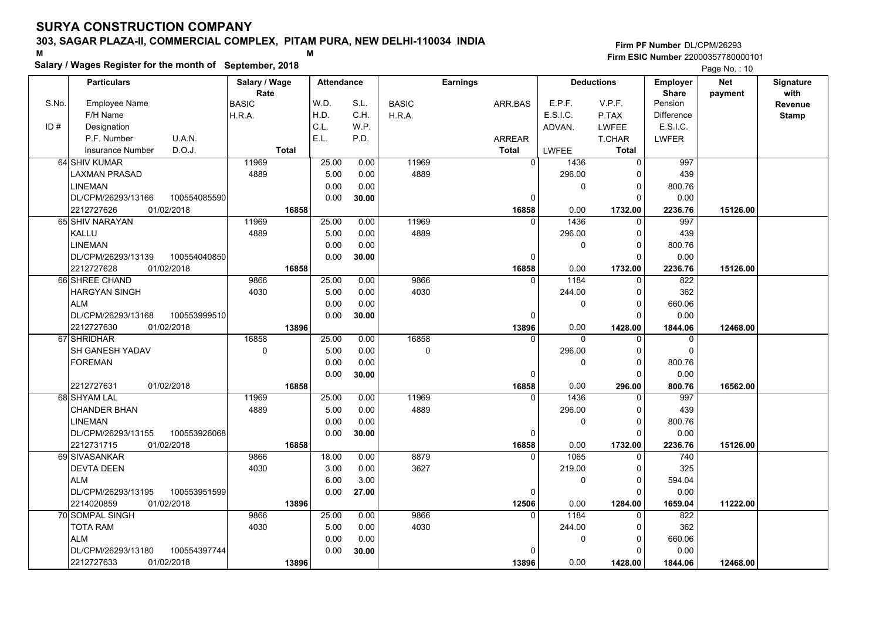# SURYA CONSTRUCTION COMPANY

## 303, SAGAR PLAZA-II, COMMERCIAL COMPLEX, PITAM PURA, NEW DELHI-110034 INDIA

**Salary / Wages Register for the month of September, 2018**

Firm PF Number DL/CPM/26293
Firm ESIC Number 22000357780000101

Page No. : 10

| S.No. | Particulars: Employee Name / F/H Name / Designation / P.F. Number / U.A.N. / Insurance Number / D.O.J. | Salary / Wage Rate: BASIC / H.R.A. / Total | Attendance: W.D. / H.D. / C.L. / E.L. | Attendance: S.L. / C.H. / W.P. / P.D. | Earnings: BASIC / H.R.A. | Earnings: ARR.BAS / ARREAR / Total | Deductions: E.P.F. / E.S.I.C. / ADVAN. / LWFEE | Deductions: V.P.F. / P.TAX / LWFEE / T.CHAR / Total | Employer Share: Pension / Difference / E.S.I.C. / LWFER | Net payment | Signature with Revenue Stamp |
|---|---|---|---|---|---|---|---|---|---|---|---|
| 64 | SHIV KUMAR<br>LAXMAN PRASAD<br>LINEMAN<br>DL/CPM/26293/13166 100554085590<br>2212727626 01/02/2018 | 11969<br>4889<br>**16858** | 25.00<br>5.00<br>0.00<br>0.00 | 0.00<br>0.00<br>0.00<br>**30.00** | 11969<br>4889 | 0<br>0<br>**16858** | 1436<br>296.00<br>0<br>0.00 | 0<br>0<br>0<br>0<br>**1732.00** | 997<br>439<br>800.76<br>0.00<br>**2236.76** | **15126.00** | |
| 65 | SHIV NARAYAN<br>KALLU<br>LINEMAN<br>DL/CPM/26293/13139 100554040850<br>2212727628 01/02/2018 | 11969<br>4889<br>**16858** | 25.00<br>5.00<br>0.00<br>0.00 | 0.00<br>0.00<br>0.00<br>**30.00** | 11969<br>4889 | 0<br>0<br>**16858** | 1436<br>296.00<br>0<br>0.00 | 0<br>0<br>0<br>0<br>**1732.00** | 997<br>439<br>800.76<br>0.00<br>**2236.76** | **15126.00** | |
| 66 | SHREE CHAND<br>HARGYAN SINGH<br>ALM<br>DL/CPM/26293/13168 100553999510<br>2212727630 01/02/2018 | 9866<br>4030<br>**13896** | 25.00<br>5.00<br>0.00<br>0.00 | 0.00<br>0.00<br>0.00<br>**30.00** | 9866<br>4030 | 0<br>0<br>**13896** | 1184<br>244.00<br>0<br>0.00 | 0<br>0<br>0<br>0<br>**1428.00** | 822<br>362<br>660.06<br>0.00<br>**1844.06** | **12468.00** | |
| 67 | SHRIDHAR<br>SH GANESH YADAV<br>FOREMAN<br><br>2212727631 01/02/2018 | 16858<br>0<br>**16858** | 25.00<br>5.00<br>0.00<br>0.00 | 0.00<br>0.00<br>0.00<br>**30.00** | 16858<br>0 | 0<br>0<br>**16858** | 0<br>296.00<br>0<br>0.00 | 0<br>0<br>0<br>0<br>**296.00** | 0<br>0<br>800.76<br>0.00<br>**800.76** | **16562.00** | |
| 68 | SHYAM LAL<br>CHANDER BHAN<br>LINEMAN<br>DL/CPM/26293/13155 100553926068<br>2212731715 01/02/2018 | 11969<br>4889<br>**16858** | 25.00<br>5.00<br>0.00<br>0.00 | 0.00<br>0.00<br>0.00<br>**30.00** | 11969<br>4889 | 0<br>0<br>**16858** | 1436<br>296.00<br>0<br>0.00 | 0<br>0<br>0<br>0<br>**1732.00** | 997<br>439<br>800.76<br>0.00<br>**2236.76** | **15126.00** | |
| 69 | SIVASANKAR<br>DEVTA DEEN<br>ALM<br>DL/CPM/26293/13195 100553951599<br>2214020859 01/02/2018 | 9866<br>4030<br>**13896** | 18.00<br>3.00<br>6.00<br>0.00 | 0.00<br>0.00<br>3.00<br>**27.00** | 8879<br>3627 | 0<br>0<br>**12506** | 1065<br>219.00<br>0<br>0.00 | 0<br>0<br>0<br>0<br>**1284.00** | 740<br>325<br>594.04<br>0.00<br>**1659.04** | **11222.00** | |
| 70 | SOMPAL SINGH<br>TOTA RAM<br>ALM<br>DL/CPM/26293/13180 100554397744<br>2212727633 01/02/2018 | 9866<br>4030<br>**13896** | 25.00<br>5.00<br>0.00<br>0.00 | 0.00<br>0.00<br>0.00<br>**30.00** | 9866<br>4030 | 0<br>0<br>**13896** | 1184<br>244.00<br>0<br>0.00 | 0<br>0<br>0<br>0<br>**1428.00** | 822<br>362<br>660.06<br>0.00<br>**1844.06** | **12468.00** | |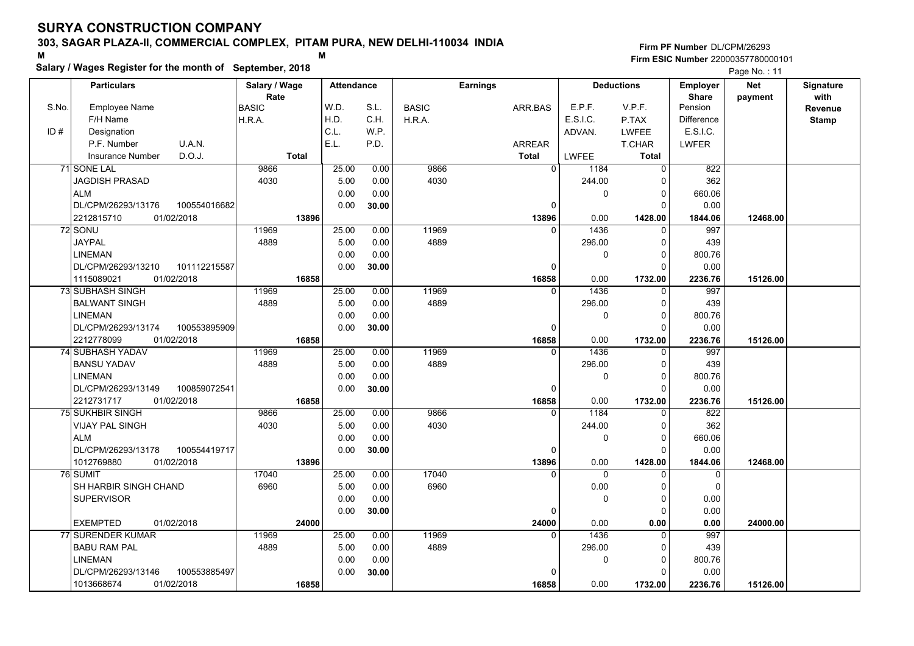# SURYA CONSTRUCTION COMPANY

**303, SAGAR PLAZA-II, COMMERCIAL COMPLEX, PITAM PURA, NEW DELHI-110034 INDIA**

**Salary / Wages Register for the month of September, 2018**

**Firm PF Number** DL/CPM/26293
**Firm ESIC Number** 22000357780000101

| S.No. / ID # | Particulars (Employee Name / F/H Name / Designation / P.F. Number / U.A.N. / Insurance Number / D.O.J.) | Salary / Wage Rate (BASIC / H.R.A. / Total) | Attendance (W.D. / H.D. / C.L. / E.L.) | Attendance (S.L. / C.H. / W.P. / P.D.) | Earnings (BASIC / H.R.A.) | Earnings (ARR.BAS / ARREAR / Total) | Deductions (E.P.F. / E.S.I.C. / ADVAN. / LWFEE) | Deductions (V.P.F. / P.TAX / LWFEE / T.CHAR / Total) | Employer Share (Pension / Difference / E.S.I.C. / LWFER) | Net payment | Signature with Revenue Stamp |
|---|---|---|---|---|---|---|---|---|---|---|---|
| 71 | SONE LAL<br>JAGDISH PRASAD<br>ALM<br>DL/CPM/26293/13176 100554016682<br>2212815710 01/02/2018 | 9866<br>4030<br>13896 | 25.00<br>5.00<br>0.00<br>0.00 | 0.00<br>0.00<br>0.00<br>30.00 | 9866<br>4030 | 0<br>0<br>13896 | 1184<br>244.00<br>0<br>0.00 | 0<br>0<br>0<br>0<br>1428.00 | 822<br>362<br>660.06<br>0.00<br>1844.06 | 12468.00 | |
| 72 | SONU<br>JAYPAL<br>LINEMAN<br>DL/CPM/26293/13210 101112215587<br>1115089021 01/02/2018 | 11969<br>4889<br>16858 | 25.00<br>5.00<br>0.00<br>0.00 | 0.00<br>0.00<br>0.00<br>30.00 | 11969<br>4889 | 0<br>0<br>16858 | 1436<br>296.00<br>0<br>0.00 | 0<br>0<br>0<br>0<br>1732.00 | 997<br>439<br>800.76<br>0.00<br>2236.76 | 15126.00 | |
| 73 | SUBHASH SINGH<br>BALWANT SINGH<br>LINEMAN<br>DL/CPM/26293/13174 100553895909<br>2212778099 01/02/2018 | 11969<br>4889<br>16858 | 25.00<br>5.00<br>0.00<br>0.00 | 0.00<br>0.00<br>0.00<br>30.00 | 11969<br>4889 | 0<br>0<br>16858 | 1436<br>296.00<br>0<br>0.00 | 0<br>0<br>0<br>0<br>1732.00 | 997<br>439<br>800.76<br>0.00<br>2236.76 | 15126.00 | |
| 74 | SUBHASH YADAV<br>BANSU YADAV<br>LINEMAN<br>DL/CPM/26293/13149 100859072541<br>2212731717 01/02/2018 | 11969<br>4889<br>16858 | 25.00<br>5.00<br>0.00<br>0.00 | 0.00<br>0.00<br>0.00<br>30.00 | 11969<br>4889 | 0<br>0<br>16858 | 1436<br>296.00<br>0<br>0.00 | 0<br>0<br>0<br>0<br>1732.00 | 997<br>439<br>800.76<br>0.00<br>2236.76 | 15126.00 | |
| 75 | SUKHBIR SINGH<br>VIJAY PAL SINGH<br>ALM<br>DL/CPM/26293/13178 100554419717<br>1012769880 01/02/2018 | 9866<br>4030<br>13896 | 25.00<br>5.00<br>0.00<br>0.00 | 0.00<br>0.00<br>0.00<br>30.00 | 9866<br>4030 | 0<br>0<br>13896 | 1184<br>244.00<br>0<br>0.00 | 0<br>0<br>0<br>0<br>1428.00 | 822<br>362<br>660.06<br>0.00<br>1844.06 | 12468.00 | |
| 76 | SUMIT<br>SH HARBIR SINGH CHAND<br>SUPERVISOR<br><br>EXEMPTED 01/02/2018 | 17040<br>6960<br>24000 | 25.00<br>5.00<br>0.00<br>0.00 | 0.00<br>0.00<br>0.00<br>30.00 | 17040<br>6960 | 0<br>0<br>24000 | 0<br>0.00<br>0<br>0.00 | 0<br>0<br>0<br>0<br>0.00 | 0<br>0<br>0.00<br>0.00<br>0.00 | 24000.00 | |
| 77 | SURENDER KUMAR<br>BABU RAM PAL<br>LINEMAN<br>DL/CPM/26293/13146 100553885497<br>1013668674 01/02/2018 | 11969<br>4889<br>16858 | 25.00<br>5.00<br>0.00<br>0.00 | 0.00<br>0.00<br>0.00<br>30.00 | 11969<br>4889 | 0<br>0<br>16858 | 1436<br>296.00<br>0<br>0.00 | 0<br>0<br>0<br>0<br>1732.00 | 997<br>439<br>800.76<br>0.00<br>2236.76 | 15126.00 | |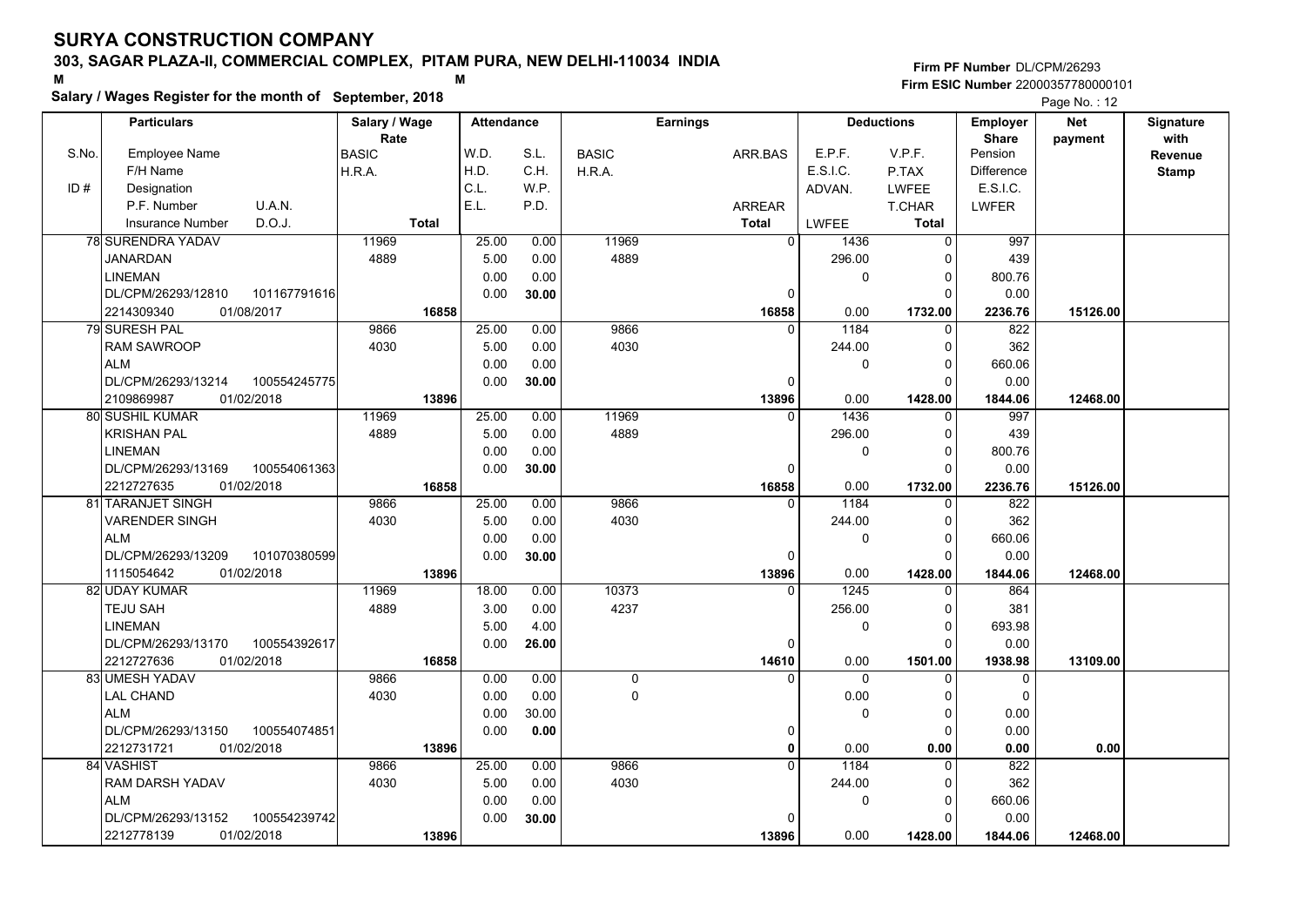# SURYA CONSTRUCTION COMPANY

**303, SAGAR PLAZA-II, COMMERCIAL COMPLEX, PITAM PURA, NEW DELHI-110034 INDIA**

M M

**Salary / Wages Register for the month of September, 2018**

**Firm PF Number** DL/CPM/26293
**Firm ESIC Number** 22000357780000101

Page No. : 12

| S.No. | Particulars: Employee Name / F/H Name / ID # Designation / P.F. Number, U.A.N. / Insurance Number, D.O.J. | Salary / Wage Rate: BASIC / H.R.A. / Total | Attendance: W.D. / H.D. / C.L. / E.L. | Attendance: S.L. / C.H. / W.P. / P.D. | Earnings: BASIC / H.R.A. | Earnings: ARR.BAS / ARREAR / Total | Deductions: E.P.F. / E.S.I.C. / ADVAN. / LWFEE | Deductions: V.P.F. / P.TAX / LWFEE / T.CHAR / Total | Employer Share: Pension / Difference / E.S.I.C. / LWFER | Net payment | Signature with Revenue Stamp |
|---|---|---|---|---|---|---|---|---|---|---|---|
| 78 | SURENDRA YADAV<br>JANARDAN<br>LINEMAN<br>DL/CPM/26293/12810 101167791616<br>2214309340 01/08/2017 | 11969<br>4889<br><br><br>16858 | 25.00<br>5.00<br>0.00<br>0.00 | 0.00<br>0.00<br>0.00<br>30.00 | 11969<br>4889 | 0<br><br>0<br>16858 | 1436<br>296.00<br>0<br><br>0.00 | 0<br>0<br>0<br>0<br>1732.00 | 997<br>439<br>800.76<br>0.00<br>2236.76 | 15126.00 | |
| 79 | SURESH PAL<br>RAM SAWROOP<br>ALM<br>DL/CPM/26293/13214 100554245775<br>2109869987 01/02/2018 | 9866<br>4030<br><br><br>13896 | 25.00<br>5.00<br>0.00<br>0.00 | 0.00<br>0.00<br>0.00<br>30.00 | 9866<br>4030 | 0<br><br>0<br>13896 | 1184<br>244.00<br>0<br><br>0.00 | 0<br>0<br>0<br>0<br>1428.00 | 822<br>362<br>660.06<br>0.00<br>1844.06 | 12468.00 | |
| 80 | SUSHIL KUMAR<br>KRISHAN PAL<br>LINEMAN<br>DL/CPM/26293/13169 100554061363<br>2212727635 01/02/2018 | 11969<br>4889<br><br><br>16858 | 25.00<br>5.00<br>0.00<br>0.00 | 0.00<br>0.00<br>0.00<br>30.00 | 11969<br>4889 | 0<br><br>0<br>16858 | 1436<br>296.00<br>0<br><br>0.00 | 0<br>0<br>0<br>0<br>1732.00 | 997<br>439<br>800.76<br>0.00<br>2236.76 | 15126.00 | |
| 81 | TARANJET SINGH<br>VARENDER SINGH<br>ALM<br>DL/CPM/26293/13209 101070380599<br>1115054642 01/02/2018 | 9866<br>4030<br><br><br>13896 | 25.00<br>5.00<br>0.00<br>0.00 | 0.00<br>0.00<br>0.00<br>30.00 | 9866<br>4030 | 0<br><br>0<br>13896 | 1184<br>244.00<br>0<br><br>0.00 | 0<br>0<br>0<br>0<br>1428.00 | 822<br>362<br>660.06<br>0.00<br>1844.06 | 12468.00 | |
| 82 | UDAY KUMAR<br>TEJU SAH<br>LINEMAN<br>DL/CPM/26293/13170 100554392617<br>2212727636 01/02/2018 | 11969<br>4889<br><br><br>16858 | 18.00<br>3.00<br>5.00<br>0.00 | 0.00<br>0.00<br>4.00<br>26.00 | 10373<br>4237 | 0<br><br>0<br>14610 | 1245<br>256.00<br>0<br><br>0.00 | 0<br>0<br>0<br>0<br>1501.00 | 864<br>381<br>693.98<br>0.00<br>1938.98 | 13109.00 | |
| 83 | UMESH YADAV<br>LAL CHAND<br>ALM<br>DL/CPM/26293/13150 100554074851<br>2212731721 01/02/2018 | 9866<br>4030<br><br><br>13896 | 0.00<br>0.00<br>0.00<br>0.00 | 0.00<br>0.00<br>30.00<br>0.00 | 0<br>0 | 0<br><br>0<br>0 | 0<br>0.00<br>0<br><br>0.00 | 0<br>0<br>0<br>0<br>0.00 | 0<br>0<br>0.00<br>0.00<br>0.00 | 0.00 | |
| 84 | VASHIST<br>RAM DARSH YADAV<br>ALM<br>DL/CPM/26293/13152 100554239742<br>2212778139 01/02/2018 | 9866<br>4030<br><br><br>13896 | 25.00<br>5.00<br>0.00<br>0.00 | 0.00<br>0.00<br>0.00<br>30.00 | 9866<br>4030 | 0<br><br>0<br>13896 | 1184<br>244.00<br>0<br><br>0.00 | 0<br>0<br>0<br>0<br>1428.00 | 822<br>362<br>660.06<br>0.00<br>1844.06 | 12468.00 | |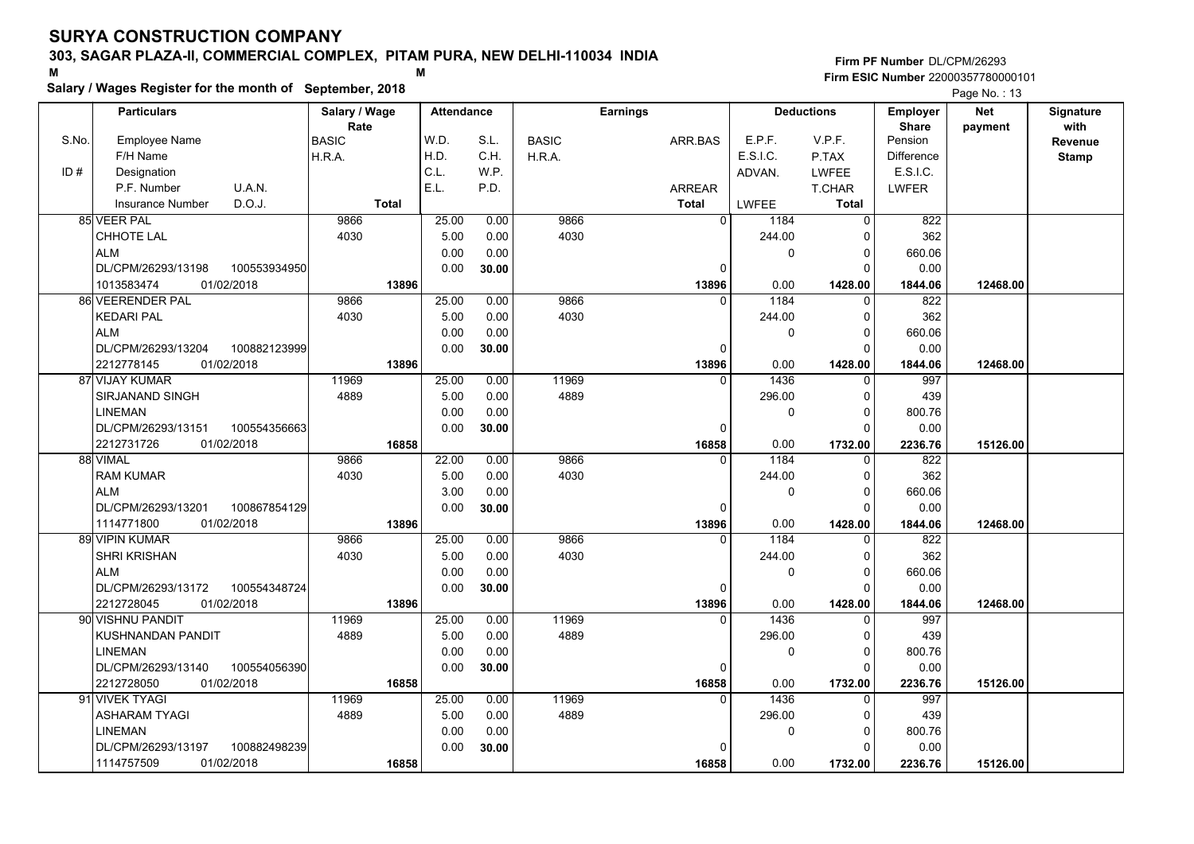# SURYA CONSTRUCTION COMPANY

**303, SAGAR PLAZA-II, COMMERCIAL COMPLEX, PITAM PURA, NEW DELHI-110034 INDIA**

M M

**Salary / Wages Register for the month of September, 2018**

Firm PF Number DL/CPM/26293
Firm ESIC Number 22000357780000101

| S.No. / ID # | Employee Name / F/H Name / Designation / P.F. Number / U.A.N. / Insurance Number / D.O.J. | Salary / Wage Rate: BASIC / H.R.A. / Total | W.D. / H.D. / C.L. / E.L. | S.L. / C.H. / W.P. / P.D. | BASIC / H.R.A. | ARR.BAS / ARREAR / Total | E.P.F. / E.S.I.C. / ADVAN. / LWFEE | V.P.F. / P.TAX / LWFEE / T.CHAR / Total | Employer Share: Pension / Difference / E.S.I.C. / LWFER | Net payment | Signature with Revenue Stamp |
|---|---|---|---|---|---|---|---|---|---|---|---|
| 85 | VEER PAL / CHHOTE LAL / ALM / DL/CPM/26293/13198 / 100553934950 / 1013583474 / 01/02/2018 | 9866 / 4030 / 13896 | 25.00 / 5.00 / 0.00 / 0.00 | 0.00 / 0.00 / 0.00 / 30.00 | 9866 / 4030 | 0 / 0 / 13896 | 1184 / 244.00 / 0 / 0.00 | 0 / 0 / 0 / 0 / 1428.00 | 822 / 362 / 660.06 / 0.00 / 1844.06 | 12468.00 | |
| 86 | VEERENDER PAL / KEDARI PAL / ALM / DL/CPM/26293/13204 / 100882123999 / 2212778145 / 01/02/2018 | 9866 / 4030 / 13896 | 25.00 / 5.00 / 0.00 / 0.00 | 0.00 / 0.00 / 0.00 / 30.00 | 9866 / 4030 | 0 / 0 / 13896 | 1184 / 244.00 / 0 / 0.00 | 0 / 0 / 0 / 0 / 1428.00 | 822 / 362 / 660.06 / 0.00 / 1844.06 | 12468.00 | |
| 87 | VIJAY KUMAR / SIRJANAND SINGH / LINEMAN / DL/CPM/26293/13151 / 100554356663 / 2212731726 / 01/02/2018 | 11969 / 4889 / 16858 | 25.00 / 5.00 / 0.00 / 0.00 | 0.00 / 0.00 / 0.00 / 30.00 | 11969 / 4889 | 0 / 0 / 16858 | 1436 / 296.00 / 0 / 0.00 | 0 / 0 / 0 / 0 / 1732.00 | 997 / 439 / 800.76 / 0.00 / 2236.76 | 15126.00 | |
| 88 | VIMAL / RAM KUMAR / ALM / DL/CPM/26293/13201 / 100867854129 / 1114771800 / 01/02/2018 | 9866 / 4030 / 13896 | 22.00 / 5.00 / 3.00 / 0.00 | 0.00 / 0.00 / 0.00 / 30.00 | 9866 / 4030 | 0 / 0 / 13896 | 1184 / 244.00 / 0 / 0.00 | 0 / 0 / 0 / 0 / 1428.00 | 822 / 362 / 660.06 / 0.00 / 1844.06 | 12468.00 | |
| 89 | VIPIN KUMAR / SHRI KRISHAN / ALM / DL/CPM/26293/13172 / 100554348724 / 2212728045 / 01/02/2018 | 9866 / 4030 / 13896 | 25.00 / 5.00 / 0.00 / 0.00 | 0.00 / 0.00 / 0.00 / 30.00 | 9866 / 4030 | 0 / 0 / 13896 | 1184 / 244.00 / 0 / 0.00 | 0 / 0 / 0 / 0 / 1428.00 | 822 / 362 / 660.06 / 0.00 / 1844.06 | 12468.00 | |
| 90 | VISHNU PANDIT / KUSHNANDAN PANDIT / LINEMAN / DL/CPM/26293/13140 / 100554056390 / 2212728050 / 01/02/2018 | 11969 / 4889 / 16858 | 25.00 / 5.00 / 0.00 / 0.00 | 0.00 / 0.00 / 0.00 / 30.00 | 11969 / 4889 | 0 / 0 / 16858 | 1436 / 296.00 / 0 / 0.00 | 0 / 0 / 0 / 0 / 1732.00 | 997 / 439 / 800.76 / 0.00 / 2236.76 | 15126.00 | |
| 91 | VIVEK TYAGI / ASHARAM TYAGI / LINEMAN / DL/CPM/26293/13197 / 100882498239 / 1114757509 / 01/02/2018 | 11969 / 4889 / 16858 | 25.00 / 5.00 / 0.00 / 0.00 | 0.00 / 0.00 / 0.00 / 30.00 | 11969 / 4889 | 0 / 0 / 16858 | 1436 / 296.00 / 0 / 0.00 | 0 / 0 / 0 / 0 / 1732.00 | 997 / 439 / 800.76 / 0.00 / 2236.76 | 15126.00 | |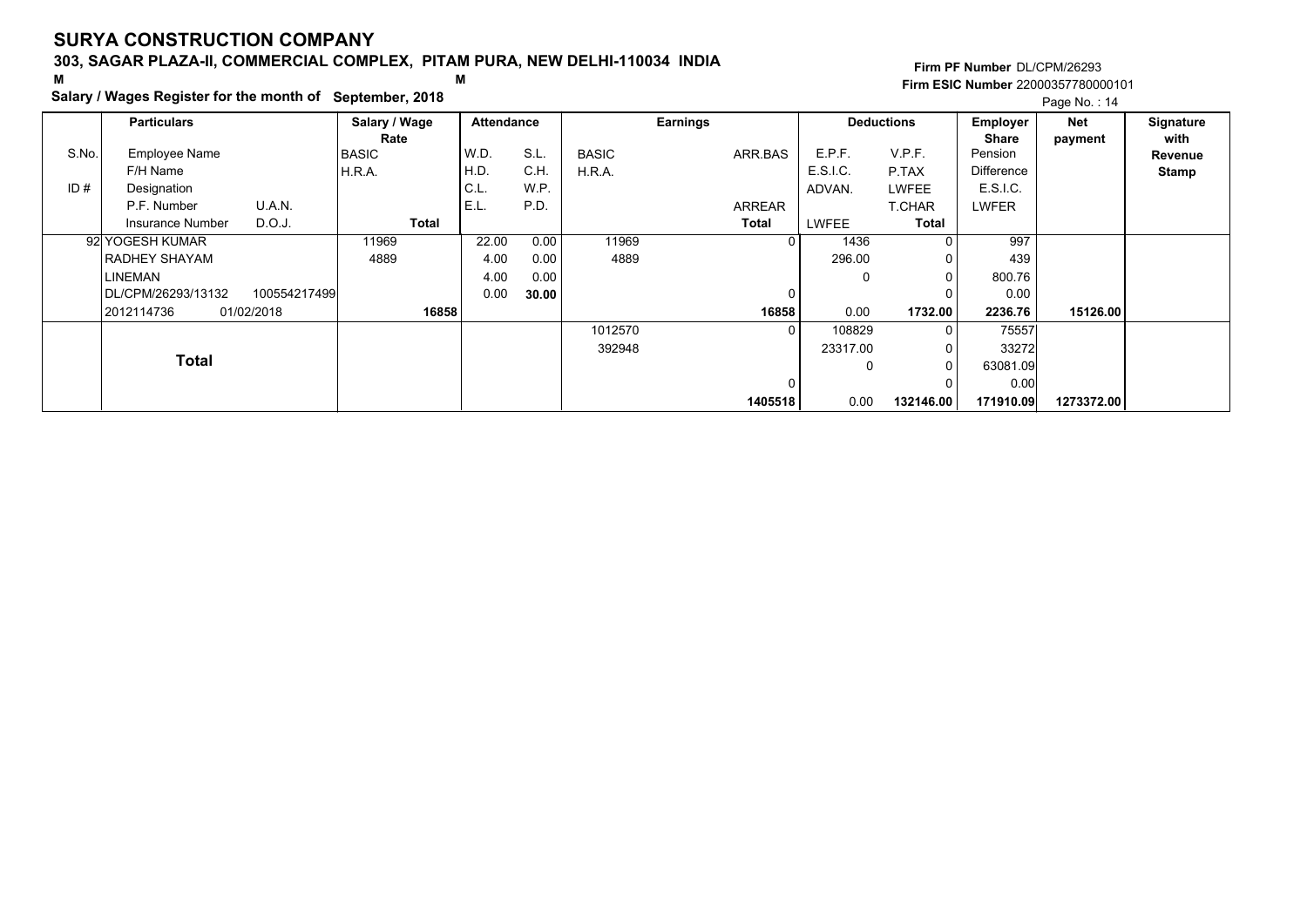# SURYA CONSTRUCTION COMPANY

## 303, SAGAR PLAZA-II, COMMERCIAL COMPLEX, PITAM PURA, NEW DELHI-110034 INDIA

M M

**Salary / Wages Register for the month of September, 2018**

**Firm PF Number** DL/CPM/26293
**Firm ESIC Number** 22000357780000101

| S.No. / ID # | Particulars | | Salary / Wage Rate | | Attendance | | Earnings | | Deductions | | Employer Share | Net payment | Signature with Revenue Stamp |
|---|---|---|---|---|---|---|---|---|---|---|---|---|---|
| S.No. | Employee Name | | BASIC | | W.D. | S.L. | BASIC | ARR.BAS | E.P.F. | V.P.F. | Pension | | |
| | F/H Name | | H.R.A. | | H.D. | C.H. | H.R.A. | | E.S.I.C. | P.TAX | Difference | | |
| ID # | Designation | | | | C.L. | W.P. | | | ADVAN. | LWFEE | E.S.I.C. | | |
| | P.F. Number | U.A.N. | | | E.L. | P.D. | | ARREAR | | T.CHAR | LWFER | | |
| | Insurance Number | D.O.J. | | Total | | | | Total | LWFEE | Total | | | |
| 92 | YOGESH KUMAR | | 11969 | | 22.00 | 0.00 | 11969 | 0 | 1436 | 0 | 997 | | |
| | RADHEY SHAYAM | | 4889 | | 4.00 | 0.00 | 4889 | | 296.00 | 0 | 439 | | |
| | LINEMAN | | | | 4.00 | 0.00 | | | 0 | 0 | 800.76 | | |
| | DL/CPM/26293/13132 | 100554217499 | | | 0.00 | **30.00** | | 0 | | 0 | 0.00 | | |
| | 2012114736 | 01/02/2018 | | **16858** | | | | **16858** | 0.00 | **1732.00** | **2236.76** | **15126.00** | |
| | **Total** | | | | | | 1012570 | 0 | 108829 | 0 | 75557 | | |
| | | | | | | | 392948 | | 23317.00 | 0 | 33272 | | |
| | | | | | | | | | 0 | 0 | 63081.09 | | |
| | | | | | | | | 0 | | 0 | 0.00 | | |
| | | | | | | | | **1405518** | 0.00 | **132146.00** | **171910.09** | **1273372.00** | |